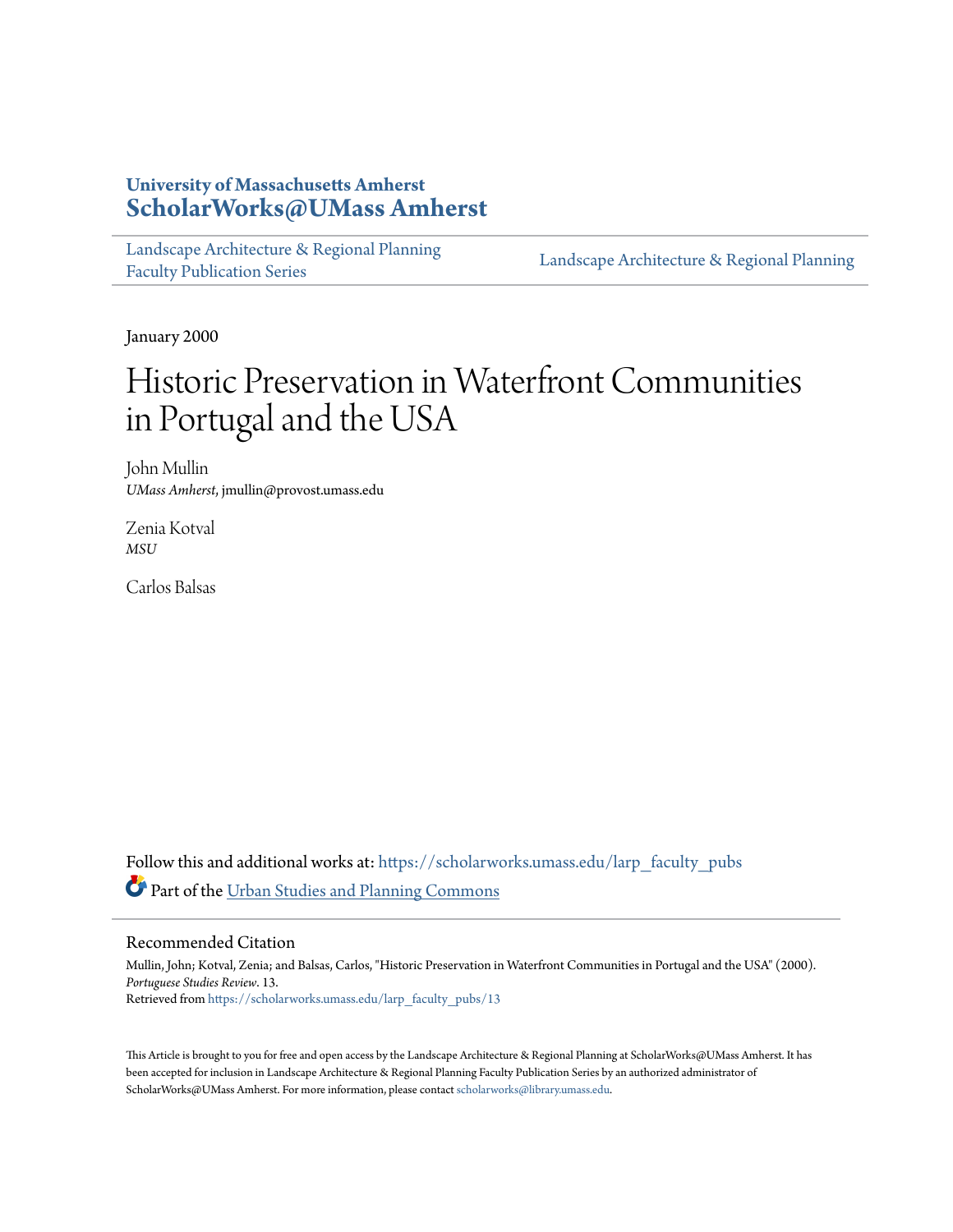University of Massachusetts Amherst
**ScholarWorks@UMass Amherst**

Landscape Architecture & Regional Planning Faculty Publication Series

Landscape Architecture & Regional Planning

January 2000

# Historic Preservation in Waterfront Communities in Portugal and the USA

John Mullin
*UMass Amherst*, jmullin@provost.umass.edu

Zenia Kotval
*MSU*

Carlos Balsas

Follow this and additional works at: https://scholarworks.umass.edu/larp_faculty_pubs

Part of the Urban Studies and Planning Commons

## Recommended Citation

Mullin, John; Kotval, Zenia; and Balsas, Carlos, "Historic Preservation in Waterfront Communities in Portugal and the USA" (2000). *Portuguese Studies Review*. 13.
Retrieved from https://scholarworks.umass.edu/larp_faculty_pubs/13

This Article is brought to you for free and open access by the Landscape Architecture & Regional Planning at ScholarWorks@UMass Amherst. It has been accepted for inclusion in Landscape Architecture & Regional Planning Faculty Publication Series by an authorized administrator of ScholarWorks@UMass Amherst. For more information, please contact scholarworks@library.umass.edu.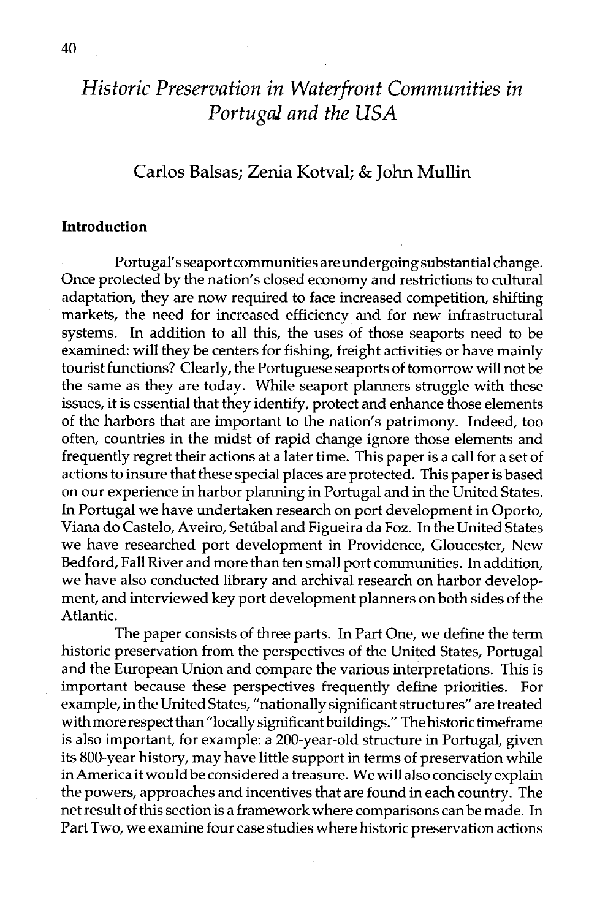# *Historic Preservation in Waterfront Communities in Portugal and the USA*

Carlos Balsas; Zenia Kotval; & John Mullin

## Introduction

Portugal's seaport communities are undergoing substantial change. Once protected by the nation's closed economy and restrictions to cultural adaptation, they are now required to face increased competition, shifting markets, the need for increased efficiency and for new infrastructural systems. In addition to all this, the uses of those seaports need to be examined: will they be centers for fishing, freight activities or have mainly tourist functions? Clearly, the Portuguese seaports of tomorrow will not be the same as they are today. While seaport planners struggle with these issues, it is essential that they identify, protect and enhance those elements of the harbors that are important to the nation's patrimony. Indeed, too often, countries in the midst of rapid change ignore those elements and frequently regret their actions at a later time. This paper is a call for a set of actions to insure that these special places are protected. This paper is based on our experience in harbor planning in Portugal and in the United States. In Portugal we have undertaken research on port development in Oporto, Viana do Castelo, Aveiro, Setúbal and Figueira da Foz. In the United States we have researched port development in Providence, Gloucester, New Bedford, Fall River and more than ten small port communities. In addition, we have also conducted library and archival research on harbor development, and interviewed key port development planners on both sides of the Atlantic.

The paper consists of three parts. In Part One, we define the term historic preservation from the perspectives of the United States, Portugal and the European Union and compare the various interpretations. This is important because these perspectives frequently define priorities. For example, in the United States, "nationally significant structures" are treated with more respect than "locally significant buildings." The historic timeframe is also important, for example: a 200-year-old structure in Portugal, given its 800-year history, may have little support in terms of preservation while in America it would be considered a treasure. We will also concisely explain the powers, approaches and incentives that are found in each country. The net result of this section is a framework where comparisons can be made. In Part Two, we examine four case studies where historic preservation actions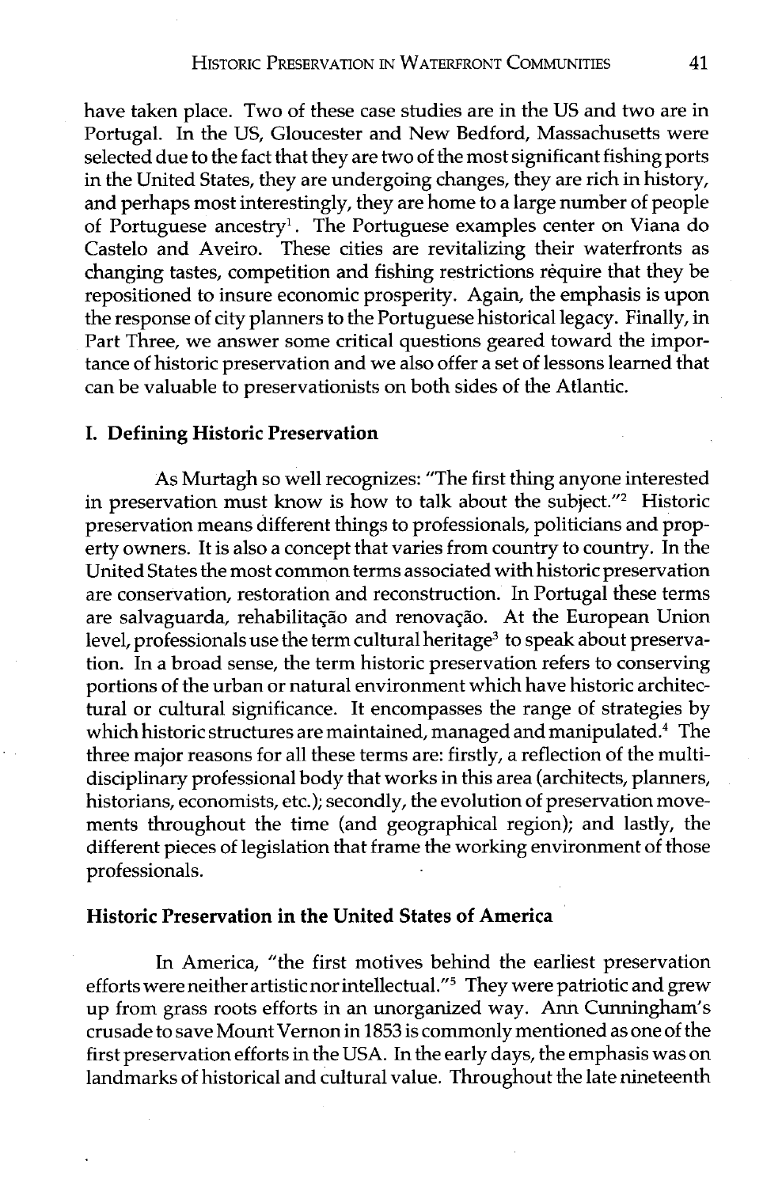have taken place. Two of these case studies are in the US and two are in Portugal. In the US, Gloucester and New Bedford, Massachusetts were selected due to the fact that they are two of the most significant fishing ports in the United States, they are undergoing changes, they are rich in history, and perhaps most interestingly, they are home to a large number of people of Portuguese ancestry[1]. The Portuguese examples center on Viana do Castelo and Aveiro. These cities are revitalizing their waterfronts as changing tastes, competition and fishing restrictions require that they be repositioned to insure economic prosperity. Again, the emphasis is upon the response of city planners to the Portuguese historical legacy. Finally, in Part Three, we answer some critical questions geared toward the importance of historic preservation and we also offer a set of lessons learned that can be valuable to preservationists on both sides of the Atlantic.

## I. Defining Historic Preservation

As Murtagh so well recognizes: "The first thing anyone interested in preservation must know is how to talk about the subject."[2] Historic preservation means different things to professionals, politicians and property owners. It is also a concept that varies from country to country. In the United States the most common terms associated with historic preservation are conservation, restoration and reconstruction. In Portugal these terms are salvaguarda, rehabilitação and renovação. At the European Union level, professionals use the term cultural heritage[3] to speak about preservation. In a broad sense, the term historic preservation refers to conserving portions of the urban or natural environment which have historic architectural or cultural significance. It encompasses the range of strategies by which historic structures are maintained, managed and manipulated.[4] The three major reasons for all these terms are: firstly, a reflection of the multi-disciplinary professional body that works in this area (architects, planners, historians, economists, etc.); secondly, the evolution of preservation movements throughout the time (and geographical region); and lastly, the different pieces of legislation that frame the working environment of those professionals.

## Historic Preservation in the United States of America

In America, "the first motives behind the earliest preservation efforts were neither artistic nor intellectual."[5] They were patriotic and grew up from grass roots efforts in an unorganized way. Ann Cunningham's crusade to save Mount Vernon in 1853 is commonly mentioned as one of the first preservation efforts in the USA. In the early days, the emphasis was on landmarks of historical and cultural value. Throughout the late nineteenth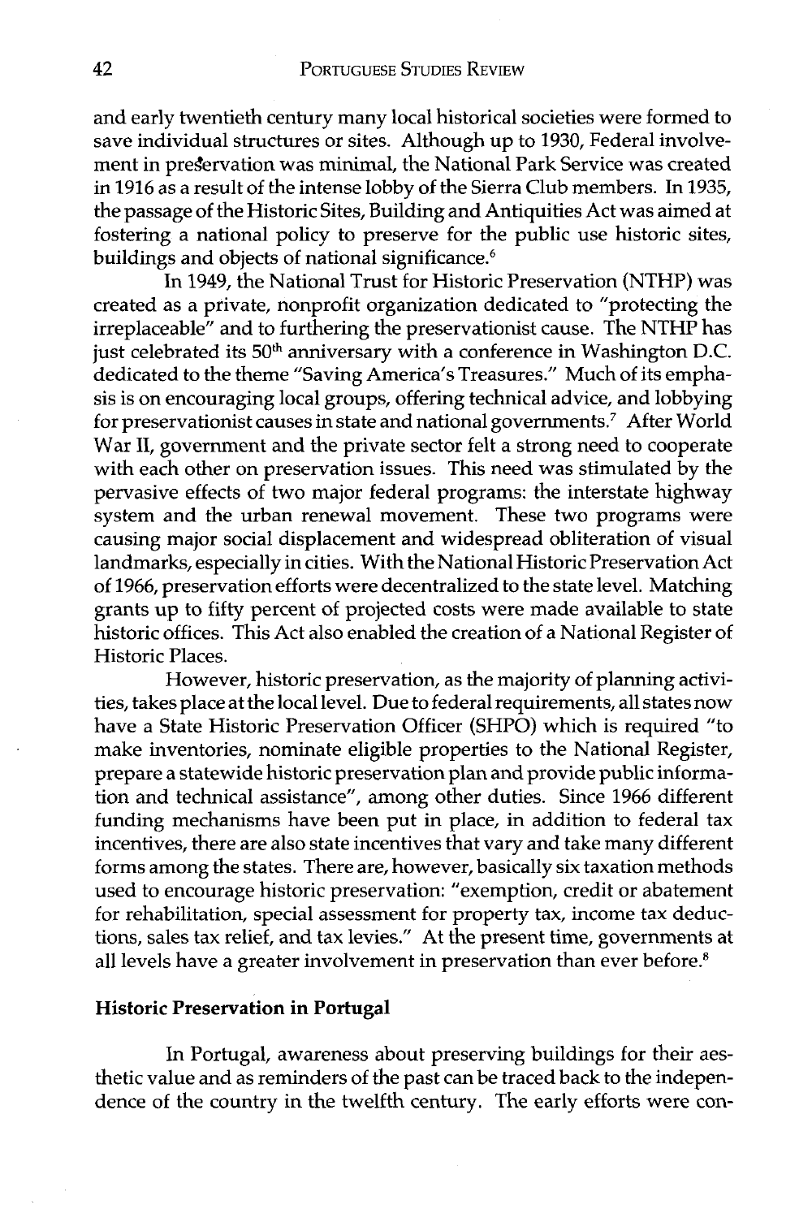and early twentieth century many local historical societies were formed to save individual structures or sites. Although up to 1930, Federal involvement in preservation was minimal, the National Park Service was created in 1916 as a result of the intense lobby of the Sierra Club members. In 1935, the passage of the Historic Sites, Building and Antiquities Act was aimed at fostering a national policy to preserve for the public use historic sites, buildings and objects of national significance.[6]

In 1949, the National Trust for Historic Preservation (NTHP) was created as a private, nonprofit organization dedicated to "protecting the irreplaceable" and to furthering the preservationist cause. The NTHP has just celebrated its 50th anniversary with a conference in Washington D.C. dedicated to the theme "Saving America's Treasures." Much of its emphasis is on encouraging local groups, offering technical advice, and lobbying for preservationist causes in state and national governments.[7] After World War II, government and the private sector felt a strong need to cooperate with each other on preservation issues. This need was stimulated by the pervasive effects of two major federal programs: the interstate highway system and the urban renewal movement. These two programs were causing major social displacement and widespread obliteration of visual landmarks, especially in cities. With the National Historic Preservation Act of 1966, preservation efforts were decentralized to the state level. Matching grants up to fifty percent of projected costs were made available to state historic offices. This Act also enabled the creation of a National Register of Historic Places.

However, historic preservation, as the majority of planning activities, takes place at the local level. Due to federal requirements, all states now have a State Historic Preservation Officer (SHPO) which is required "to make inventories, nominate eligible properties to the National Register, prepare a statewide historic preservation plan and provide public information and technical assistance", among other duties. Since 1966 different funding mechanisms have been put in place, in addition to federal tax incentives, there are also state incentives that vary and take many different forms among the states. There are, however, basically six taxation methods used to encourage historic preservation: "exemption, credit or abatement for rehabilitation, special assessment for property tax, income tax deductions, sales tax relief, and tax levies." At the present time, governments at all levels have a greater involvement in preservation than ever before.[8]

## Historic Preservation in Portugal

In Portugal, awareness about preserving buildings for their aesthetic value and as reminders of the past can be traced back to the independence of the country in the twelfth century. The early efforts were con-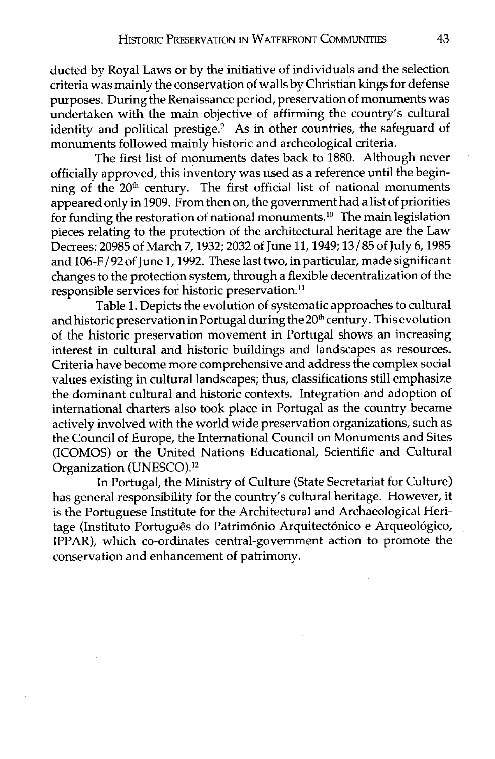ducted by Royal Laws or by the initiative of individuals and the selection criteria was mainly the conservation of walls by Christian kings for defense purposes. During the Renaissance period, preservation of monuments was undertaken with the main objective of affirming the country's cultural identity and political prestige.[9] As in other countries, the safeguard of monuments followed mainly historic and archeological criteria.

The first list of monuments dates back to 1880. Although never officially approved, this inventory was used as a reference until the beginning of the 20th century. The first official list of national monuments appeared only in 1909. From then on, the government had a list of priorities for funding the restoration of national monuments.[10] The main legislation pieces relating to the protection of the architectural heritage are the Law Decrees: 20985 of March 7, 1932; 2032 of June 11, 1949; 13/85 of July 6, 1985 and 106-F/92 of June 1, 1992. These last two, in particular, made significant changes to the protection system, through a flexible decentralization of the responsible services for historic preservation.[11]

Table 1. Depicts the evolution of systematic approaches to cultural and historic preservation in Portugal during the 20th century. This evolution of the historic preservation movement in Portugal shows an increasing interest in cultural and historic buildings and landscapes as resources. Criteria have become more comprehensive and address the complex social values existing in cultural landscapes; thus, classifications still emphasize the dominant cultural and historic contexts. Integration and adoption of international charters also took place in Portugal as the country became actively involved with the world wide preservation organizations, such as the Council of Europe, the International Council on Monuments and Sites (ICOMOS) or the United Nations Educational, Scientific and Cultural Organization (UNESCO).[12]

In Portugal, the Ministry of Culture (State Secretariat for Culture) has general responsibility for the country's cultural heritage. However, it is the Portuguese Institute for the Architectural and Archaeological Heritage (Instituto Português do Património Arquitectónico e Arqueológico, IPPAR), which co-ordinates central-government action to promote the conservation and enhancement of patrimony.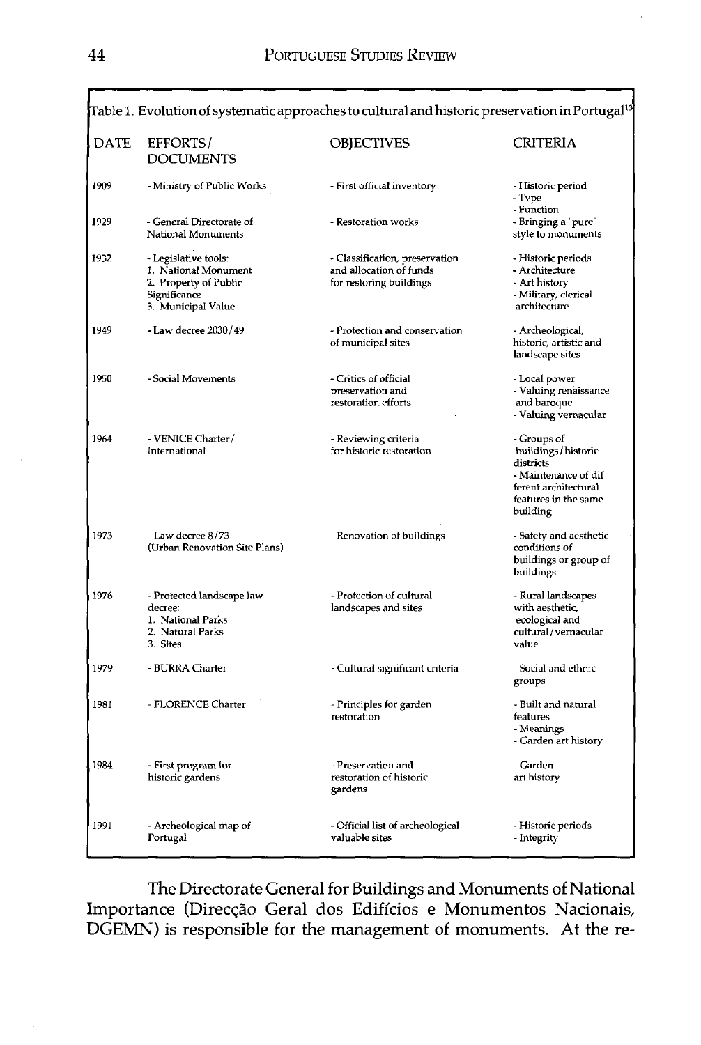Table 1. Evolution of systematic approaches to cultural and historic preservation in Portugal[13]

| DATE | EFFORTS/ DOCUMENTS | OBJECTIVES | CRITERIA |
|---|---|---|---|
| 1909 | - Ministry of Public Works | - First official inventory | - Historic period<br>- Type<br>- Function |
| 1929 | - General Directorate of National Monuments | - Restoration works | - Bringing a "pure" style to monuments |
| 1932 | - Legislative tools:<br>1. National Monument<br>2. Property of Public Significance<br>3. Municipal Value | - Classification, preservation and allocation of funds for restoring buildings | - Historic periods<br>- Architecture<br>- Art history<br>- Military, clerical architecture |
| 1949 | - Law decree 2030/49 | - Protection and conservation of municipal sites | - Archeological, historic, artistic and landscape sites |
| 1950 | - Social Movements | - Critics of official preservation and restoration efforts | - Local power<br>- Valuing renaissance and baroque<br>- Valuing vernacular |
| 1964 | - VENICE Charter/ International | - Reviewing criteria for historic restoration | - Groups of buildings/historic districts<br>- Maintenance of dif ferent architectural features in the same building |
| 1973 | - Law decree 8/73 (Urban Renovation Site Plans) | - Renovation of buildings | - Safety and aesthetic conditions of buildings or group of buildings |
| 1976 | - Protected landscape law decree:<br>1. National Parks<br>2. Natural Parks<br>3. Sites | - Protection of cultural landscapes and sites | - Rural landscapes with aesthetic, ecological and cultural/vernacular value |
| 1979 | - BURRA Charter | - Cultural significant criteria | - Social and ethnic groups |
| 1981 | - FLORENCE Charter | - Principles for garden restoration | - Built and natural features<br>- Meanings<br>- Garden art history |
| 1984 | - First program for historic gardens | - Preservation and restoration of historic gardens | - Garden art history |
| 1991 | - Archeological map of Portugal | - Official list of archeological valuable sites | - Historic periods<br>- Integrity |

The Directorate General for Buildings and Monuments of National Importance (Direcção Geral dos Edifícios e Monumentos Nacionais, DGEMN) is responsible for the management of monuments. At the re-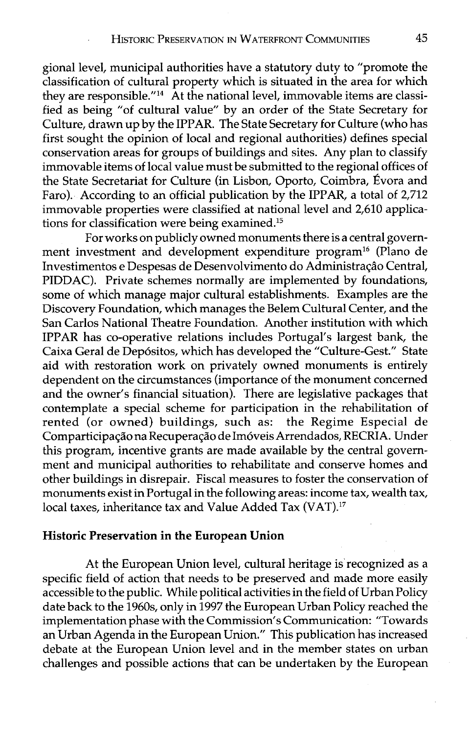gional level, municipal authorities have a statutory duty to "promote the classification of cultural property which is situated in the area for which they are responsible."[14] At the national level, immovable items are classified as being "of cultural value" by an order of the State Secretary for Culture, drawn up by the IPPAR. The State Secretary for Culture (who has first sought the opinion of local and regional authorities) defines special conservation areas for groups of buildings and sites. Any plan to classify immovable items of local value must be submitted to the regional offices of the State Secretariat for Culture (in Lisbon, Oporto, Coimbra, Évora and Faro). According to an official publication by the IPPAR, a total of 2,712 immovable properties were classified at national level and 2,610 applications for classification were being examined.[15]

For works on publicly owned monuments there is a central government investment and development expenditure program[16] (Plano de Investimentos e Despesas de Desenvolvimento do Administraçâo Central, PIDDAC). Private schemes normally are implemented by foundations, some of which manage major cultural establishments. Examples are the Discovery Foundation, which manages the Belem Cultural Center, and the San Carlos National Theatre Foundation. Another institution with which IPPAR has co-operative relations includes Portugal's largest bank, the Caixa Geral de Depósitos, which has developed the "Culture-Gest." State aid with restoration work on privately owned monuments is entirely dependent on the circumstances (importance of the monument concerned and the owner's financial situation). There are legislative packages that contemplate a special scheme for participation in the rehabilitation of rented (or owned) buildings, such as: the Regime Especial de Comparticipação na Recuperação de Imóveis Arrendados, RECRIA. Under this program, incentive grants are made available by the central government and municipal authorities to rehabilitate and conserve homes and other buildings in disrepair. Fiscal measures to foster the conservation of monuments exist in Portugal in the following areas: income tax, wealth tax, local taxes, inheritance tax and Value Added Tax (VAT).[17]

## Historic Preservation in the European Union

At the European Union level, cultural heritage is recognized as a specific field of action that needs to be preserved and made more easily accessible to the public. While political activities in the field of Urban Policy date back to the 1960s, only in 1997 the European Urban Policy reached the implementation phase with the Commission's Communication: "Towards an Urban Agenda in the European Union." This publication has increased debate at the European Union level and in the member states on urban challenges and possible actions that can be undertaken by the European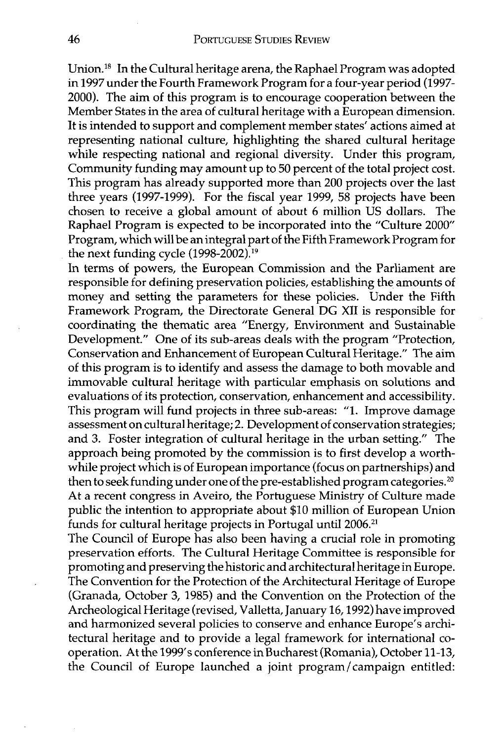Union.[18] In the Cultural heritage arena, the Raphael Program was adopted in 1997 under the Fourth Framework Program for a four-year period (1997-2000). The aim of this program is to encourage cooperation between the Member States in the area of cultural heritage with a European dimension. It is intended to support and complement member states' actions aimed at representing national culture, highlighting the shared cultural heritage while respecting national and regional diversity. Under this program, Community funding may amount up to 50 percent of the total project cost. This program has already supported more than 200 projects over the last three years (1997-1999). For the fiscal year 1999, 58 projects have been chosen to receive a global amount of about 6 million US dollars. The Raphael Program is expected to be incorporated into the "Culture 2000" Program, which will be an integral part of the Fifth Framework Program for the next funding cycle (1998-2002).[19]

In terms of powers, the European Commission and the Parliament are responsible for defining preservation policies, establishing the amounts of money and setting the parameters for these policies. Under the Fifth Framework Program, the Directorate General DG XII is responsible for coordinating the thematic area "Energy, Environment and Sustainable Development." One of its sub-areas deals with the program "Protection, Conservation and Enhancement of European Cultural Heritage." The aim of this program is to identify and assess the damage to both movable and immovable cultural heritage with particular emphasis on solutions and evaluations of its protection, conservation, enhancement and accessibility. This program will fund projects in three sub-areas: "1. Improve damage assessment on cultural heritage; 2. Development of conservation strategies; and 3. Foster integration of cultural heritage in the urban setting." The approach being promoted by the commission is to first develop a worthwhile project which is of European importance (focus on partnerships) and then to seek funding under one of the pre-established program categories.[20] At a recent congress in Aveiro, the Portuguese Ministry of Culture made public the intention to appropriate about $10 million of European Union funds for cultural heritage projects in Portugal until 2006.[21]

The Council of Europe has also been having a crucial role in promoting preservation efforts. The Cultural Heritage Committee is responsible for promoting and preserving the historic and architectural heritage in Europe. The Convention for the Protection of the Architectural Heritage of Europe (Granada, October 3, 1985) and the Convention on the Protection of the Archeological Heritage (revised, Valletta, January 16, 1992) have improved and harmonized several policies to conserve and enhance Europe's architectural heritage and to provide a legal framework for international cooperation. At the 1999's conference in Bucharest (Romania), October 11-13, the Council of Europe launched a joint program/campaign entitled: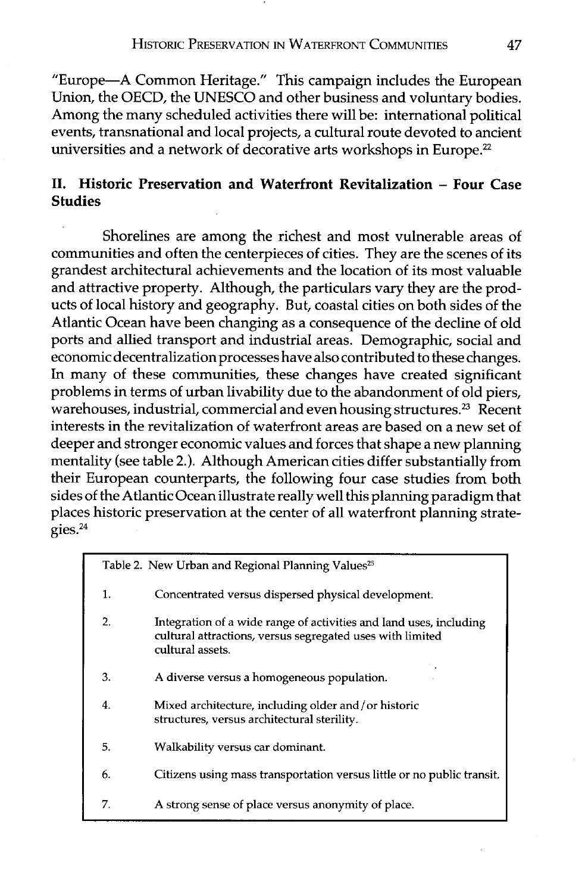"Europe—A Common Heritage." This campaign includes the European Union, the OECD, the UNESCO and other business and voluntary bodies. Among the many scheduled activities there will be: international political events, transnational and local projects, a cultural route devoted to ancient universities and a network of decorative arts workshops in Europe.[22]

## II. Historic Preservation and Waterfront Revitalization – Four Case Studies

Shorelines are among the richest and most vulnerable areas of communities and often the centerpieces of cities. They are the scenes of its grandest architectural achievements and the location of its most valuable and attractive property. Although, the particulars vary they are the products of local history and geography. But, coastal cities on both sides of the Atlantic Ocean have been changing as a consequence of the decline of old ports and allied transport and industrial areas. Demographic, social and economic decentralization processes have also contributed to these changes. In many of these communities, these changes have created significant problems in terms of urban livability due to the abandonment of old piers, warehouses, industrial, commercial and even housing structures.[23] Recent interests in the revitalization of waterfront areas are based on a new set of deeper and stronger economic values and forces that shape a new planning mentality (see table 2.). Although American cities differ substantially from their European counterparts, the following four case studies from both sides of the Atlantic Ocean illustrate really well this planning paradigm that places historic preservation at the center of all waterfront planning strategies.[24]

| Table 2. New Urban and Regional Planning Values[25] | |
|---|---|
| 1. | Concentrated versus dispersed physical development. |
| 2. | Integration of a wide range of activities and land uses, including cultural attractions, versus segregated uses with limited cultural assets. |
| 3. | A diverse versus a homogeneous population. |
| 4. | Mixed architecture, including older and/or historic structures, versus architectural sterility. |
| 5. | Walkability versus car dominant. |
| 6. | Citizens using mass transportation versus little or no public transit. |
| 7. | A strong sense of place versus anonymity of place. |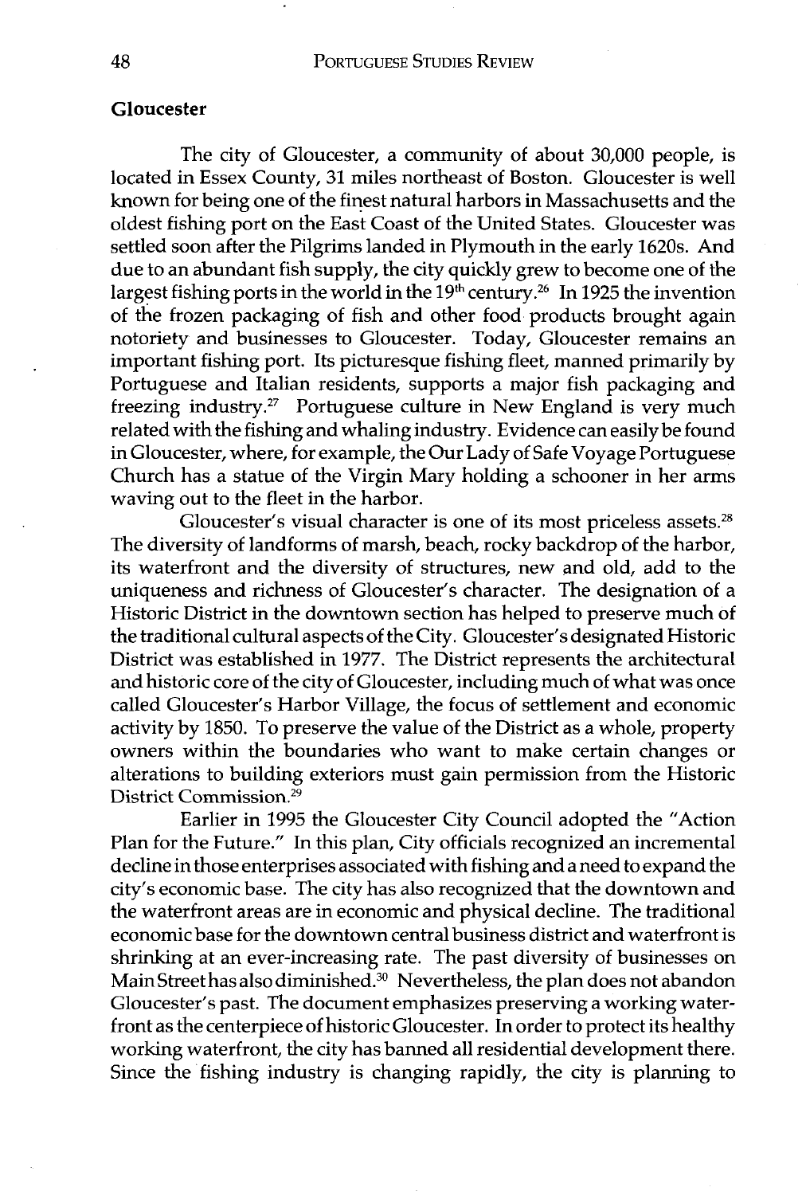## Gloucester

The city of Gloucester, a community of about 30,000 people, is located in Essex County, 31 miles northeast of Boston. Gloucester is well known for being one of the finest natural harbors in Massachusetts and the oldest fishing port on the East Coast of the United States. Gloucester was settled soon after the Pilgrims landed in Plymouth in the early 1620s. And due to an abundant fish supply, the city quickly grew to become one of the largest fishing ports in the world in the 19th century.[26] In 1925 the invention of the frozen packaging of fish and other food products brought again notoriety and businesses to Gloucester. Today, Gloucester remains an important fishing port. Its picturesque fishing fleet, manned primarily by Portuguese and Italian residents, supports a major fish packaging and freezing industry.[27] Portuguese culture in New England is very much related with the fishing and whaling industry. Evidence can easily be found in Gloucester, where, for example, the Our Lady of Safe Voyage Portuguese Church has a statue of the Virgin Mary holding a schooner in her arms waving out to the fleet in the harbor.

Gloucester's visual character is one of its most priceless assets.[28] The diversity of landforms of marsh, beach, rocky backdrop of the harbor, its waterfront and the diversity of structures, new and old, add to the uniqueness and richness of Gloucester's character. The designation of a Historic District in the downtown section has helped to preserve much of the traditional cultural aspects of the City. Gloucester's designated Historic District was established in 1977. The District represents the architectural and historic core of the city of Gloucester, including much of what was once called Gloucester's Harbor Village, the focus of settlement and economic activity by 1850. To preserve the value of the District as a whole, property owners within the boundaries who want to make certain changes or alterations to building exteriors must gain permission from the Historic District Commission.[29]

Earlier in 1995 the Gloucester City Council adopted the "Action Plan for the Future." In this plan, City officials recognized an incremental decline in those enterprises associated with fishing and a need to expand the city's economic base. The city has also recognized that the downtown and the waterfront areas are in economic and physical decline. The traditional economic base for the downtown central business district and waterfront is shrinking at an ever-increasing rate. The past diversity of businesses on Main Street has also diminished.[30] Nevertheless, the plan does not abandon Gloucester's past. The document emphasizes preserving a working waterfront as the centerpiece of historic Gloucester. In order to protect its healthy working waterfront, the city has banned all residential development there. Since the fishing industry is changing rapidly, the city is planning to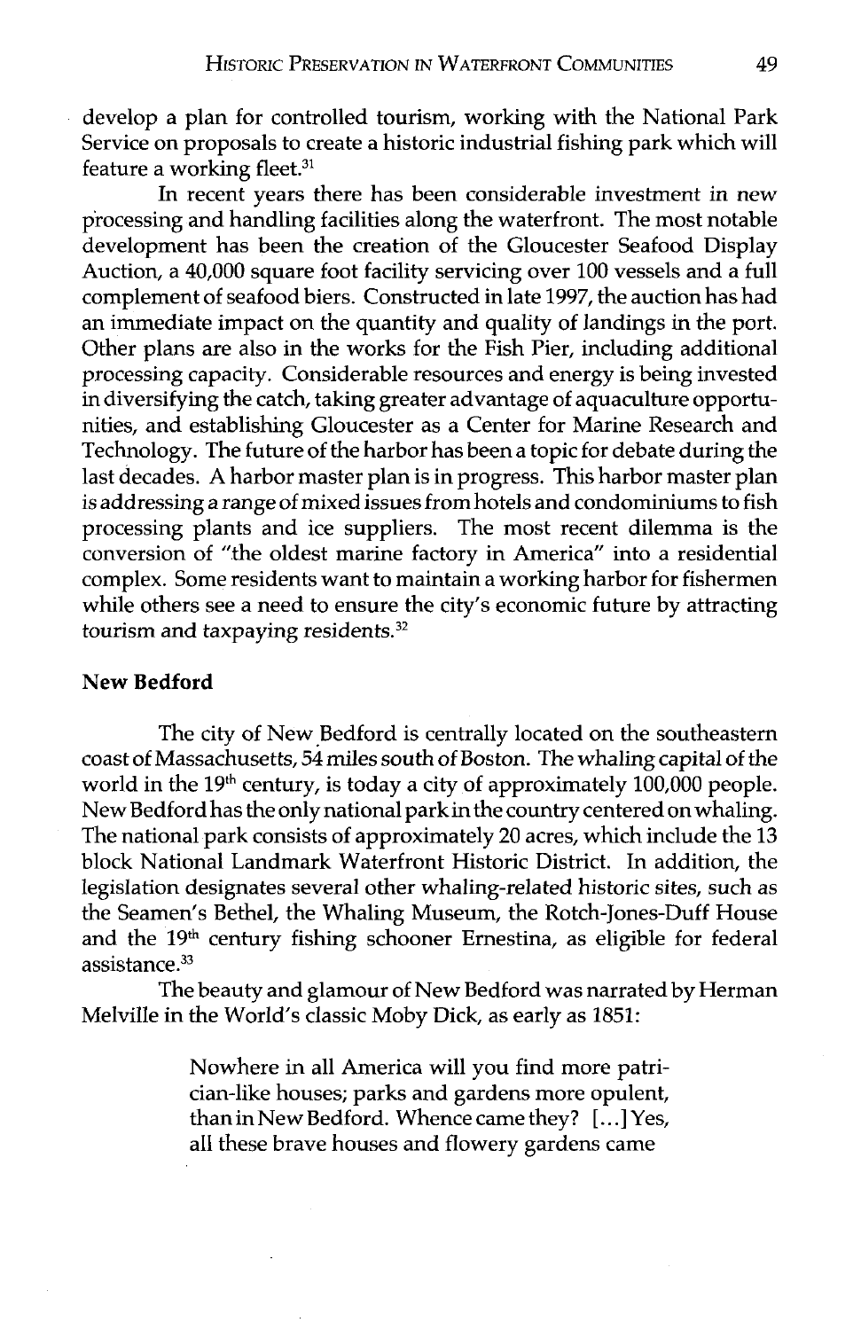develop a plan for controlled tourism, working with the National Park Service on proposals to create a historic industrial fishing park which will feature a working fleet.[31]

In recent years there has been considerable investment in new processing and handling facilities along the waterfront. The most notable development has been the creation of the Gloucester Seafood Display Auction, a 40,000 square foot facility servicing over 100 vessels and a full complement of seafood biers. Constructed in late 1997, the auction has had an immediate impact on the quantity and quality of landings in the port. Other plans are also in the works for the Fish Pier, including additional processing capacity. Considerable resources and energy is being invested in diversifying the catch, taking greater advantage of aquaculture opportunities, and establishing Gloucester as a Center for Marine Research and Technology. The future of the harbor has been a topic for debate during the last decades. A harbor master plan is in progress. This harbor master plan is addressing a range of mixed issues from hotels and condominiums to fish processing plants and ice suppliers. The most recent dilemma is the conversion of "the oldest marine factory in America" into a residential complex. Some residents want to maintain a working harbor for fishermen while others see a need to ensure the city's economic future by attracting tourism and taxpaying residents.[32]

### New Bedford

The city of New Bedford is centrally located on the southeastern coast of Massachusetts, 54 miles south of Boston. The whaling capital of the world in the 19th century, is today a city of approximately 100,000 people. New Bedford has the only national park in the country centered on whaling. The national park consists of approximately 20 acres, which include the 13 block National Landmark Waterfront Historic District. In addition, the legislation designates several other whaling-related historic sites, such as the Seamen's Bethel, the Whaling Museum, the Rotch-Jones-Duff House and the 19th century fishing schooner Ernestina, as eligible for federal assistance.[33]

The beauty and glamour of New Bedford was narrated by Herman Melville in the World's classic Moby Dick, as early as 1851:

> Nowhere in all America will you find more patrician-like houses; parks and gardens more opulent, than in New Bedford. Whence came they? [...] Yes, all these brave houses and flowery gardens came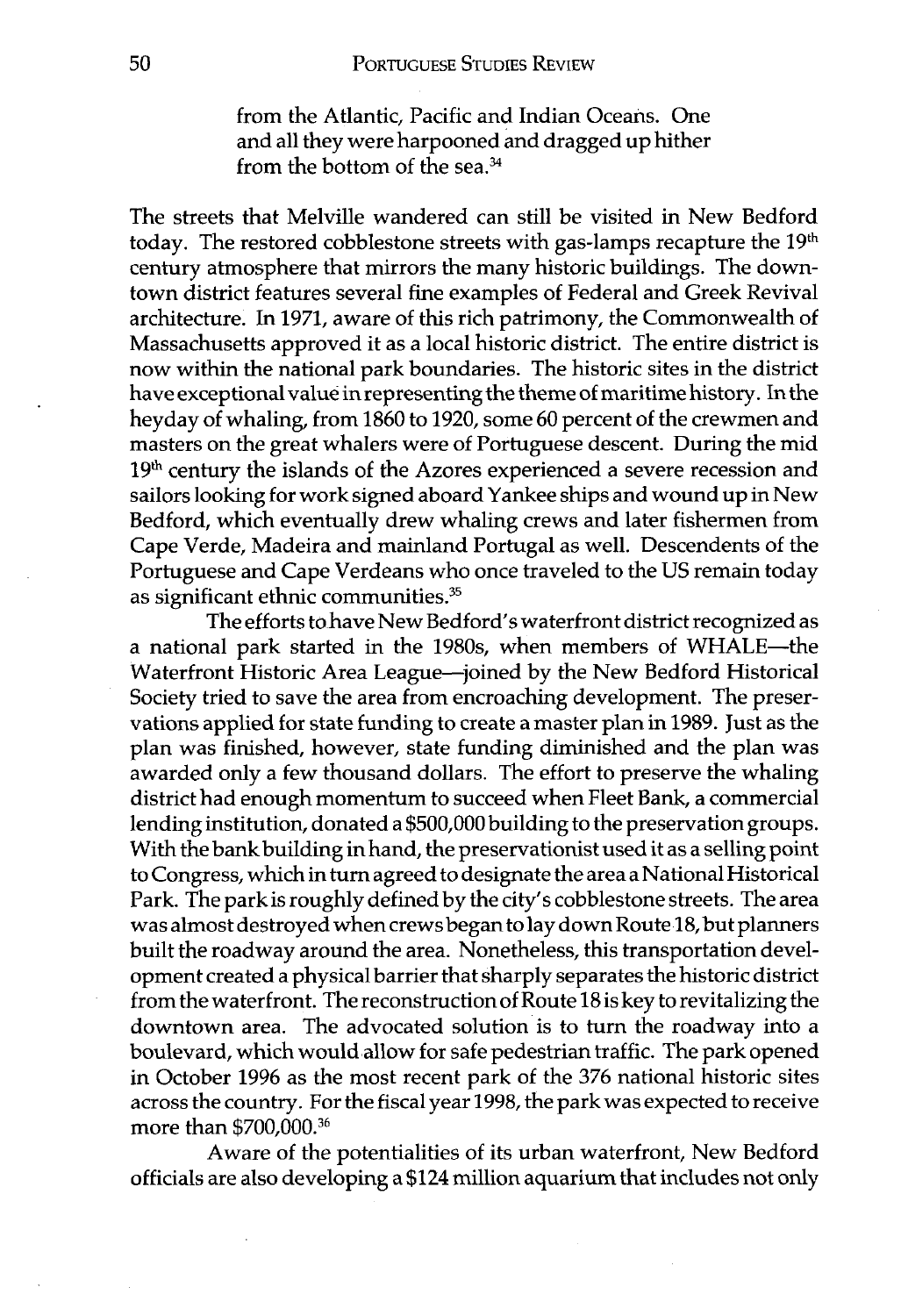> from the Atlantic, Pacific and Indian Oceans. One and all they were harpooned and dragged up hither from the bottom of the sea.[34]

The streets that Melville wandered can still be visited in New Bedford today. The restored cobblestone streets with gas-lamps recapture the 19th century atmosphere that mirrors the many historic buildings. The downtown district features several fine examples of Federal and Greek Revival architecture. In 1971, aware of this rich patrimony, the Commonwealth of Massachusetts approved it as a local historic district. The entire district is now within the national park boundaries. The historic sites in the district have exceptional value in representing the theme of maritime history. In the heyday of whaling, from 1860 to 1920, some 60 percent of the crewmen and masters on the great whalers were of Portuguese descent. During the mid 19th century the islands of the Azores experienced a severe recession and sailors looking for work signed aboard Yankee ships and wound up in New Bedford, which eventually drew whaling crews and later fishermen from Cape Verde, Madeira and mainland Portugal as well. Descendents of the Portuguese and Cape Verdeans who once traveled to the US remain today as significant ethnic communities.[35]

The efforts to have New Bedford's waterfront district recognized as a national park started in the 1980s, when members of WHALE—the Waterfront Historic Area League—joined by the New Bedford Historical Society tried to save the area from encroaching development. The preservations applied for state funding to create a master plan in 1989. Just as the plan was finished, however, state funding diminished and the plan was awarded only a few thousand dollars. The effort to preserve the whaling district had enough momentum to succeed when Fleet Bank, a commercial lending institution, donated a $500,000 building to the preservation groups. With the bank building in hand, the preservationist used it as a selling point to Congress, which in turn agreed to designate the area a National Historical Park. The park is roughly defined by the city's cobblestone streets. The area was almost destroyed when crews began to lay down Route 18, but planners built the roadway around the area. Nonetheless, this transportation development created a physical barrier that sharply separates the historic district from the waterfront. The reconstruction of Route 18 is key to revitalizing the downtown area. The advocated solution is to turn the roadway into a boulevard, which would allow for safe pedestrian traffic. The park opened in October 1996 as the most recent park of the 376 national historic sites across the country. For the fiscal year 1998, the park was expected to receive more than $700,000.[36]

Aware of the potentialities of its urban waterfront, New Bedford officials are also developing a $124 million aquarium that includes not only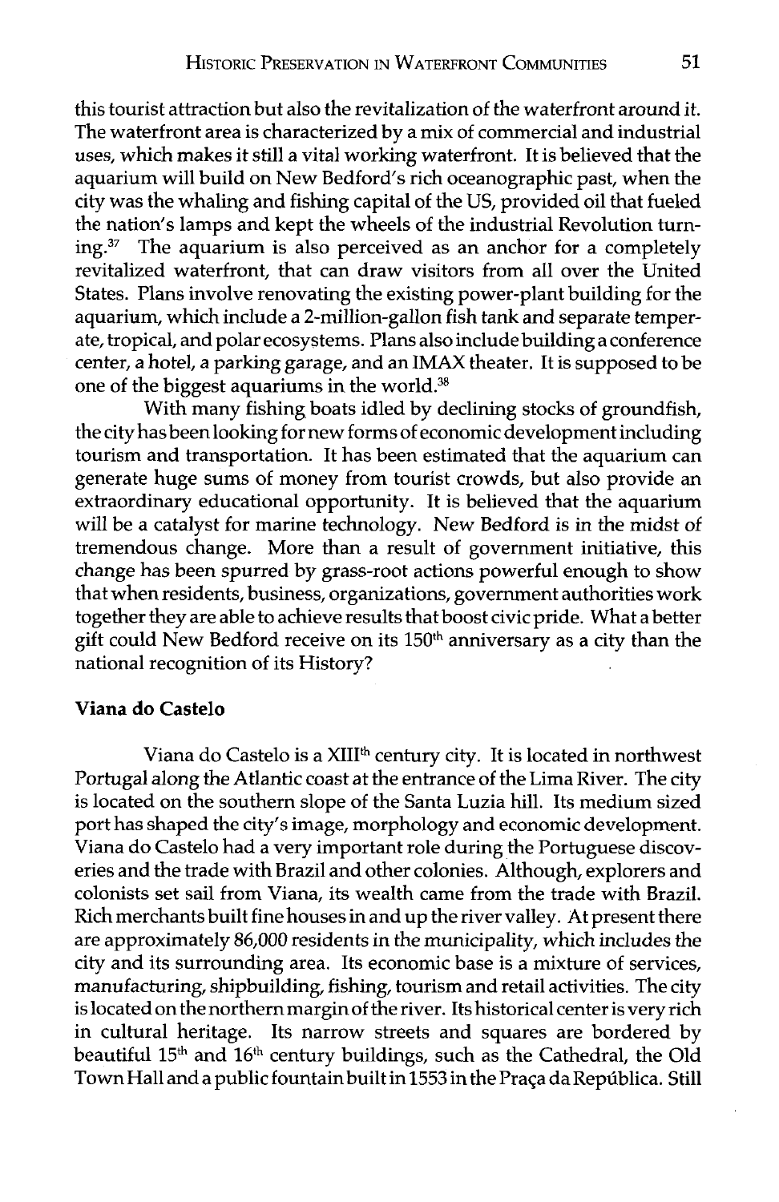this tourist attraction but also the revitalization of the waterfront around it. The waterfront area is characterized by a mix of commercial and industrial uses, which makes it still a vital working waterfront. It is believed that the aquarium will build on New Bedford's rich oceanographic past, when the city was the whaling and fishing capital of the US, provided oil that fueled the nation's lamps and kept the wheels of the industrial Revolution turning.[37] The aquarium is also perceived as an anchor for a completely revitalized waterfront, that can draw visitors from all over the United States. Plans involve renovating the existing power-plant building for the aquarium, which include a 2-million-gallon fish tank and separate temperate, tropical, and polar ecosystems. Plans also include building a conference center, a hotel, a parking garage, and an IMAX theater. It is supposed to be one of the biggest aquariums in the world.[38]

With many fishing boats idled by declining stocks of groundfish, the city has been looking for new forms of economic development including tourism and transportation. It has been estimated that the aquarium can generate huge sums of money from tourist crowds, but also provide an extraordinary educational opportunity. It is believed that the aquarium will be a catalyst for marine technology. New Bedford is in the midst of tremendous change. More than a result of government initiative, this change has been spurred by grass-root actions powerful enough to show that when residents, business, organizations, government authorities work together they are able to achieve results that boost civic pride. What a better gift could New Bedford receive on its 150th anniversary as a city than the national recognition of its History?

**Viana do Castelo**

Viana do Castelo is a XIIIth century city. It is located in northwest Portugal along the Atlantic coast at the entrance of the Lima River. The city is located on the southern slope of the Santa Luzia hill. Its medium sized port has shaped the city's image, morphology and economic development. Viana do Castelo had a very important role during the Portuguese discoveries and the trade with Brazil and other colonies. Although, explorers and colonists set sail from Viana, its wealth came from the trade with Brazil. Rich merchants built fine houses in and up the river valley. At present there are approximately 86,000 residents in the municipality, which includes the city and its surrounding area. Its economic base is a mixture of services, manufacturing, shipbuilding, fishing, tourism and retail activities. The city is located on the northern margin of the river. Its historical center is very rich in cultural heritage. Its narrow streets and squares are bordered by beautiful 15th and 16th century buildings, such as the Cathedral, the Old Town Hall and a public fountain built in 1553 in the Praça da República. Still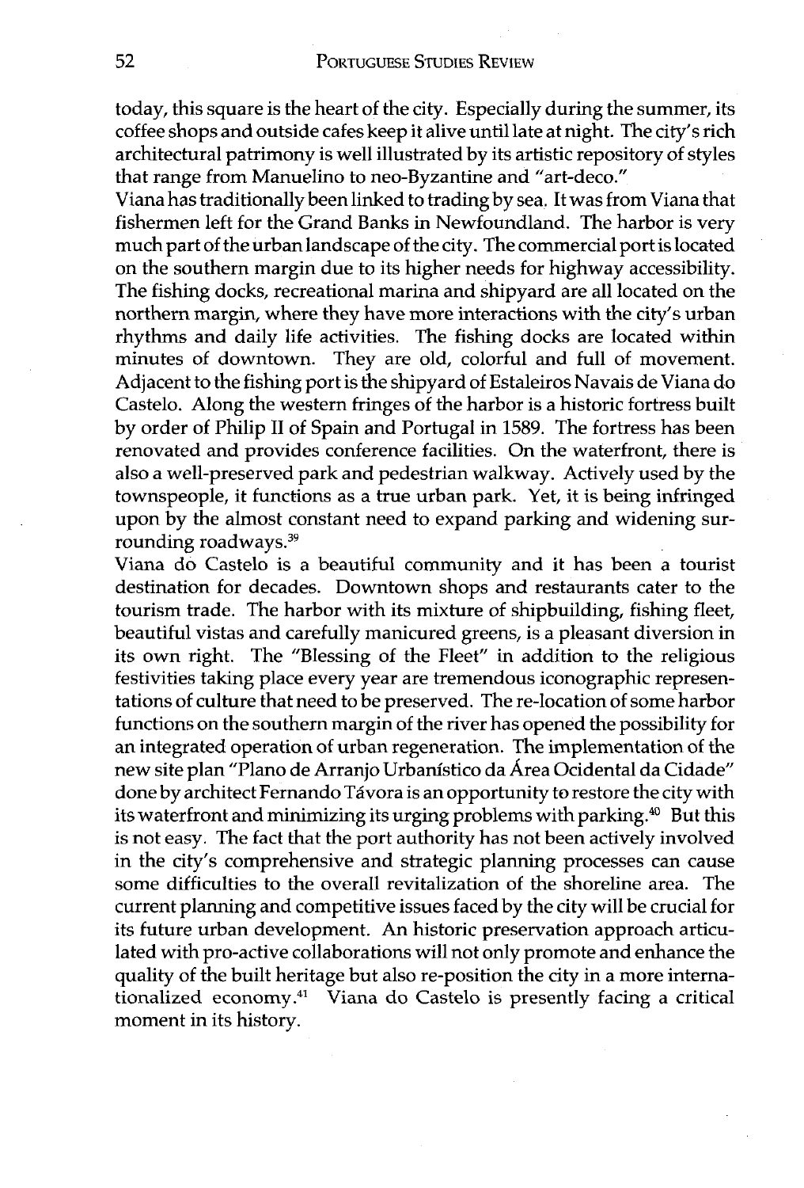today, this square is the heart of the city. Especially during the summer, its coffee shops and outside cafes keep it alive until late at night. The city's rich architectural patrimony is well illustrated by its artistic repository of styles that range from Manuelino to neo-Byzantine and "art-deco."

Viana has traditionally been linked to trading by sea. It was from Viana that fishermen left for the Grand Banks in Newfoundland. The harbor is very much part of the urban landscape of the city. The commercial port is located on the southern margin due to its higher needs for highway accessibility. The fishing docks, recreational marina and shipyard are all located on the northern margin, where they have more interactions with the city's urban rhythms and daily life activities. The fishing docks are located within minutes of downtown. They are old, colorful and full of movement. Adjacent to the fishing port is the shipyard of Estaleiros Navais de Viana do Castelo. Along the western fringes of the harbor is a historic fortress built by order of Philip II of Spain and Portugal in 1589. The fortress has been renovated and provides conference facilities. On the waterfront, there is also a well-preserved park and pedestrian walkway. Actively used by the townspeople, it functions as a true urban park. Yet, it is being infringed upon by the almost constant need to expand parking and widening surrounding roadways.[39]

Viana do Castelo is a beautiful community and it has been a tourist destination for decades. Downtown shops and restaurants cater to the tourism trade. The harbor with its mixture of shipbuilding, fishing fleet, beautiful vistas and carefully manicured greens, is a pleasant diversion in its own right. The "Blessing of the Fleet" in addition to the religious festivities taking place every year are tremendous iconographic representations of culture that need to be preserved. The re-location of some harbor functions on the southern margin of the river has opened the possibility for an integrated operation of urban regeneration. The implementation of the new site plan "Plano de Arranjo Urbanístico da Área Ocidental da Cidade" done by architect Fernando Távora is an opportunity to restore the city with its waterfront and minimizing its urging problems with parking.[40] But this is not easy. The fact that the port authority has not been actively involved in the city's comprehensive and strategic planning processes can cause some difficulties to the overall revitalization of the shoreline area. The current planning and competitive issues faced by the city will be crucial for its future urban development. An historic preservation approach articulated with pro-active collaborations will not only promote and enhance the quality of the built heritage but also re-position the city in a more internationalized economy.[41] Viana do Castelo is presently facing a critical moment in its history.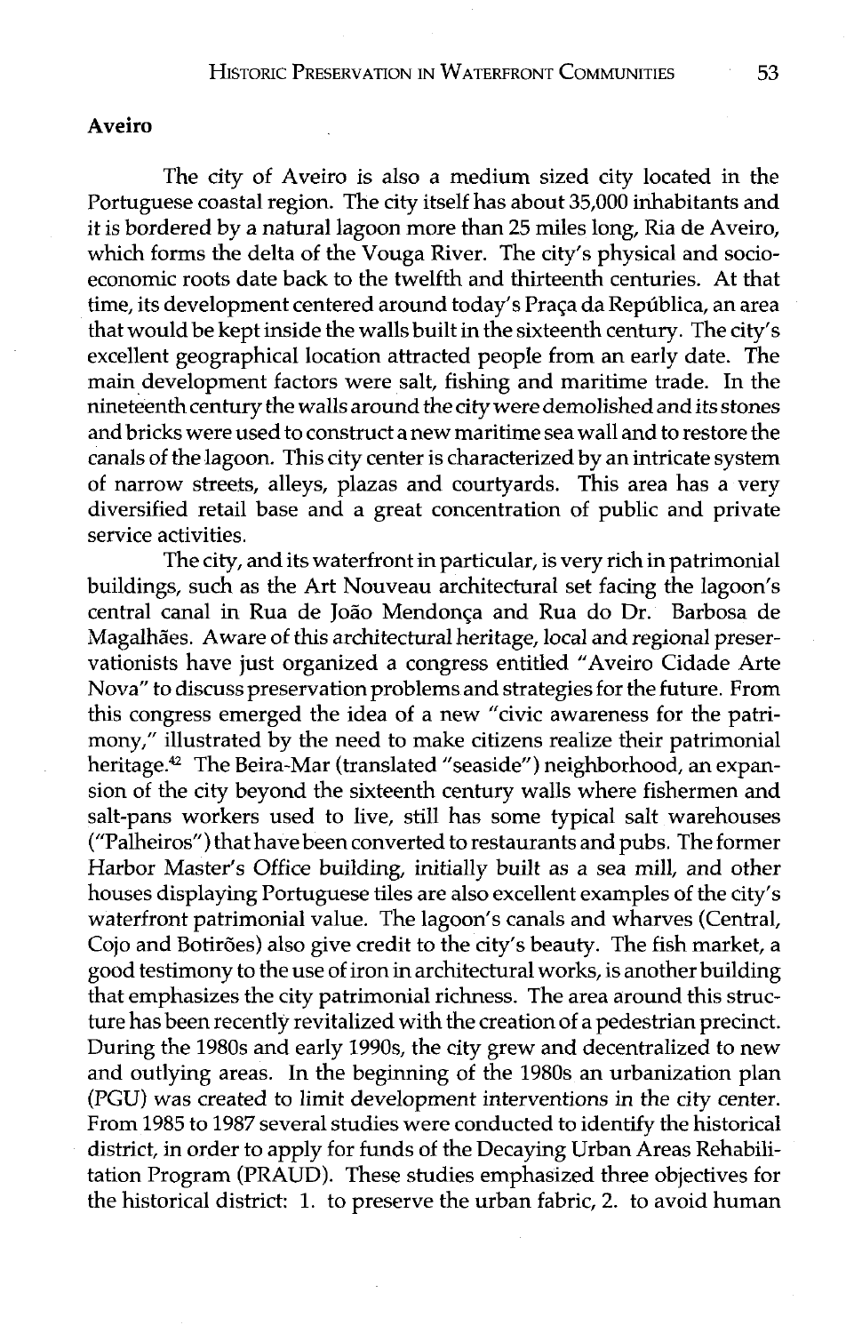## Aveiro

The city of Aveiro is also a medium sized city located in the Portuguese coastal region. The city itself has about 35,000 inhabitants and it is bordered by a natural lagoon more than 25 miles long, Ria de Aveiro, which forms the delta of the Vouga River. The city's physical and socio-economic roots date back to the twelfth and thirteenth centuries. At that time, its development centered around today's Praça da República, an area that would be kept inside the walls built in the sixteenth century. The city's excellent geographical location attracted people from an early date. The main development factors were salt, fishing and maritime trade. In the nineteenth century the walls around the city were demolished and its stones and bricks were used to construct a new maritime sea wall and to restore the canals of the lagoon. This city center is characterized by an intricate system of narrow streets, alleys, plazas and courtyards. This area has a very diversified retail base and a great concentration of public and private service activities.

The city, and its waterfront in particular, is very rich in patrimonial buildings, such as the Art Nouveau architectural set facing the lagoon's central canal in Rua de João Mendonça and Rua do Dr. Barbosa de Magalhães. Aware of this architectural heritage, local and regional preservationists have just organized a congress entitled "Aveiro Cidade Arte Nova" to discuss preservation problems and strategies for the future. From this congress emerged the idea of a new "civic awareness for the patrimony," illustrated by the need to make citizens realize their patrimonial heritage.[42] The Beira-Mar (translated "seaside") neighborhood, an expansion of the city beyond the sixteenth century walls where fishermen and salt-pans workers used to live, still has some typical salt warehouses ("Palheiros") that have been converted to restaurants and pubs. The former Harbor Master's Office building, initially built as a sea mill, and other houses displaying Portuguese tiles are also excellent examples of the city's waterfront patrimonial value. The lagoon's canals and wharves (Central, Cojo and Botirões) also give credit to the city's beauty. The fish market, a good testimony to the use of iron in architectural works, is another building that emphasizes the city patrimonial richness. The area around this structure has been recently revitalized with the creation of a pedestrian precinct. During the 1980s and early 1990s, the city grew and decentralized to new and outlying areas. In the beginning of the 1980s an urbanization plan (PGU) was created to limit development interventions in the city center. From 1985 to 1987 several studies were conducted to identify the historical district, in order to apply for funds of the Decaying Urban Areas Rehabilitation Program (PRAUD). These studies emphasized three objectives for the historical district: 1. to preserve the urban fabric, 2. to avoid human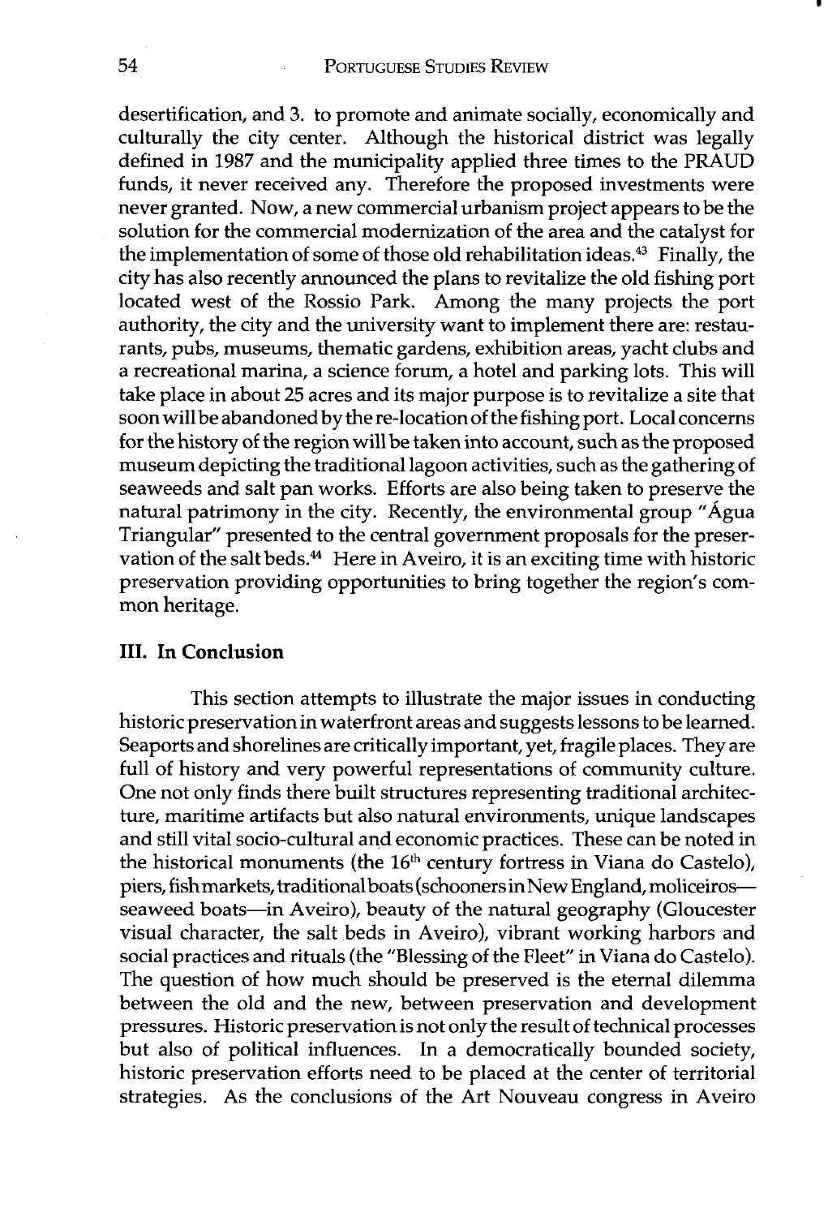desertification, and 3. to promote and animate socially, economically and culturally the city center. Although the historical district was legally defined in 1987 and the municipality applied three times to the PRAUD funds, it never received any. Therefore the proposed investments were never granted. Now, a new commercial urbanism project appears to be the solution for the commercial modernization of the area and the catalyst for the implementation of some of those old rehabilitation ideas.[43] Finally, the city has also recently announced the plans to revitalize the old fishing port located west of the Rossio Park. Among the many projects the port authority, the city and the university want to implement there are: restaurants, pubs, museums, thematic gardens, exhibition areas, yacht clubs and a recreational marina, a science forum, a hotel and parking lots. This will take place in about 25 acres and its major purpose is to revitalize a site that soon will be abandoned by the re-location of the fishing port. Local concerns for the history of the region will be taken into account, such as the proposed museum depicting the traditional lagoon activities, such as the gathering of seaweeds and salt pan works. Efforts are also being taken to preserve the natural patrimony in the city. Recently, the environmental group "Água Triangular" presented to the central government proposals for the preservation of the salt beds.[44] Here in Aveiro, it is an exciting time with historic preservation providing opportunities to bring together the region's common heritage.

### III. In Conclusion

This section attempts to illustrate the major issues in conducting historic preservation in waterfront areas and suggests lessons to be learned. Seaports and shorelines are critically important, yet, fragile places. They are full of history and very powerful representations of community culture. One not only finds there built structures representing traditional architecture, maritime artifacts but also natural environments, unique landscapes and still vital socio-cultural and economic practices. These can be noted in the historical monuments (the 16th century fortress in Viana do Castelo), piers, fish markets, traditional boats (schooners in New England, moliceiros—seaweed boats—in Aveiro), beauty of the natural geography (Gloucester visual character, the salt beds in Aveiro), vibrant working harbors and social practices and rituals (the "Blessing of the Fleet" in Viana do Castelo). The question of how much should be preserved is the eternal dilemma between the old and the new, between preservation and development pressures. Historic preservation is not only the result of technical processes but also of political influences. In a democratically bounded society, historic preservation efforts need to be placed at the center of territorial strategies. As the conclusions of the Art Nouveau congress in Aveiro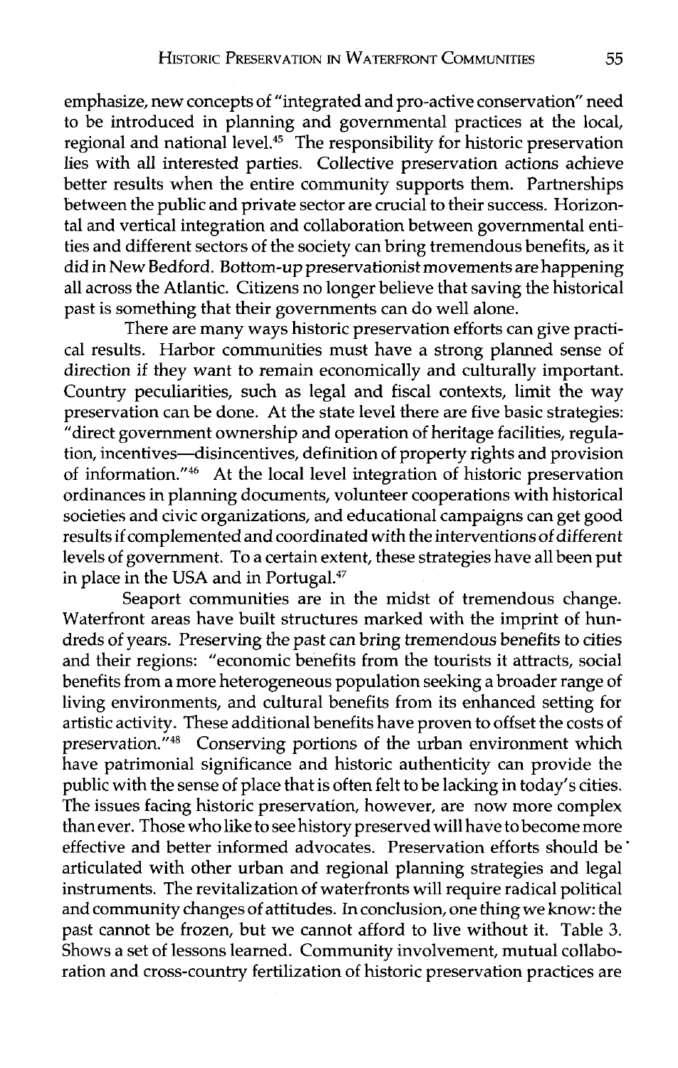emphasize, new concepts of "integrated and pro-active conservation" need to be introduced in planning and governmental practices at the local, regional and national level.[45] The responsibility for historic preservation lies with all interested parties. Collective preservation actions achieve better results when the entire community supports them. Partnerships between the public and private sector are crucial to their success. Horizontal and vertical integration and collaboration between governmental entities and different sectors of the society can bring tremendous benefits, as it did in New Bedford. Bottom-up preservationist movements are happening all across the Atlantic. Citizens no longer believe that saving the historical past is something that their governments can do well alone.

There are many ways historic preservation efforts can give practical results. Harbor communities must have a strong planned sense of direction if they want to remain economically and culturally important. Country peculiarities, such as legal and fiscal contexts, limit the way preservation can be done. At the state level there are five basic strategies: "direct government ownership and operation of heritage facilities, regulation, incentives—disincentives, definition of property rights and provision of information."[46] At the local level integration of historic preservation ordinances in planning documents, volunteer cooperations with historical societies and civic organizations, and educational campaigns can get good results if complemented and coordinated with the interventions of different levels of government. To a certain extent, these strategies have all been put in place in the USA and in Portugal.[47]

Seaport communities are in the midst of tremendous change. Waterfront areas have built structures marked with the imprint of hundreds of years. Preserving the past can bring tremendous benefits to cities and their regions: "economic benefits from the tourists it attracts, social benefits from a more heterogeneous population seeking a broader range of living environments, and cultural benefits from its enhanced setting for artistic activity. These additional benefits have proven to offset the costs of preservation."[48] Conserving portions of the urban environment which have patrimonial significance and historic authenticity can provide the public with the sense of place that is often felt to be lacking in today's cities. The issues facing historic preservation, however, are now more complex than ever. Those who like to see history preserved will have to become more effective and better informed advocates. Preservation efforts should be articulated with other urban and regional planning strategies and legal instruments. The revitalization of waterfronts will require radical political and community changes of attitudes. In conclusion, one thing we know: the past cannot be frozen, but we cannot afford to live without it. Table 3. Shows a set of lessons learned. Community involvement, mutual collaboration and cross-country fertilization of historic preservation practices are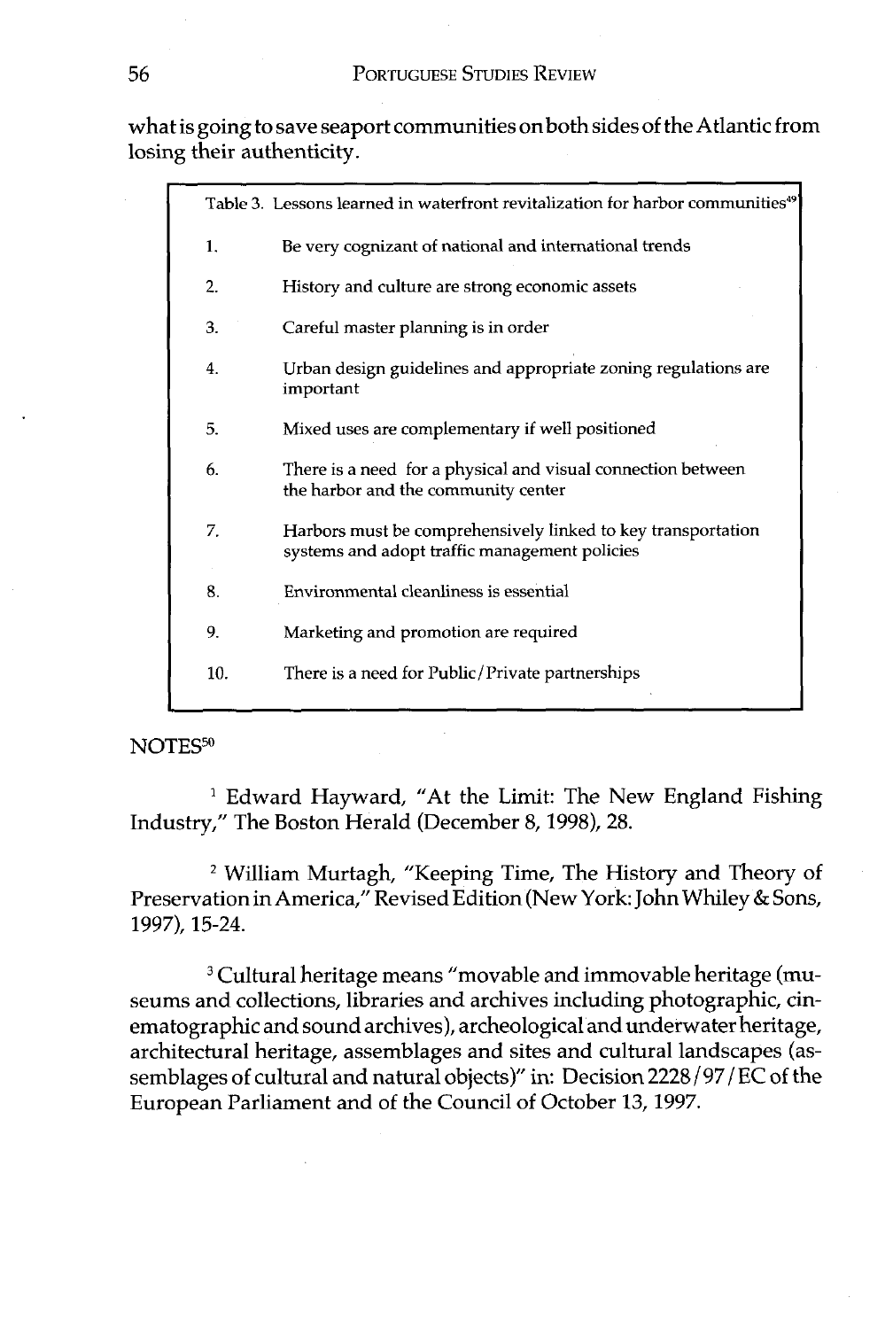what is going to save seaport communities on both sides of the Atlantic from losing their authenticity.

| Table 3. Lessons learned in waterfront revitalization for harbor communities[49] | |
|---|---|
| 1. | Be very cognizant of national and international trends |
| 2. | History and culture are strong economic assets |
| 3. | Careful master planning is in order |
| 4. | Urban design guidelines and appropriate zoning regulations are important |
| 5. | Mixed uses are complementary if well positioned |
| 6. | There is a need for a physical and visual connection between the harbor and the community center |
| 7. | Harbors must be comprehensively linked to key transportation systems and adopt traffic management policies |
| 8. | Environmental cleanliness is essential |
| 9. | Marketing and promotion are required |
| 10. | There is a need for Public/Private partnerships |

NOTES[50]

[1] Edward Hayward, "At the Limit: The New England Fishing Industry," The Boston Herald (December 8, 1998), 28.

[2] William Murtagh, "Keeping Time, The History and Theory of Preservation in America," Revised Edition (New York: John Whiley & Sons, 1997), 15-24.

[3] Cultural heritage means "movable and immovable heritage (museums and collections, libraries and archives including photographic, cinematographic and sound archives), archeological and underwater heritage, architectural heritage, assemblages and sites and cultural landscapes (assemblages of cultural and natural objects)" in: Decision 2228/97/EC of the European Parliament and of the Council of October 13, 1997.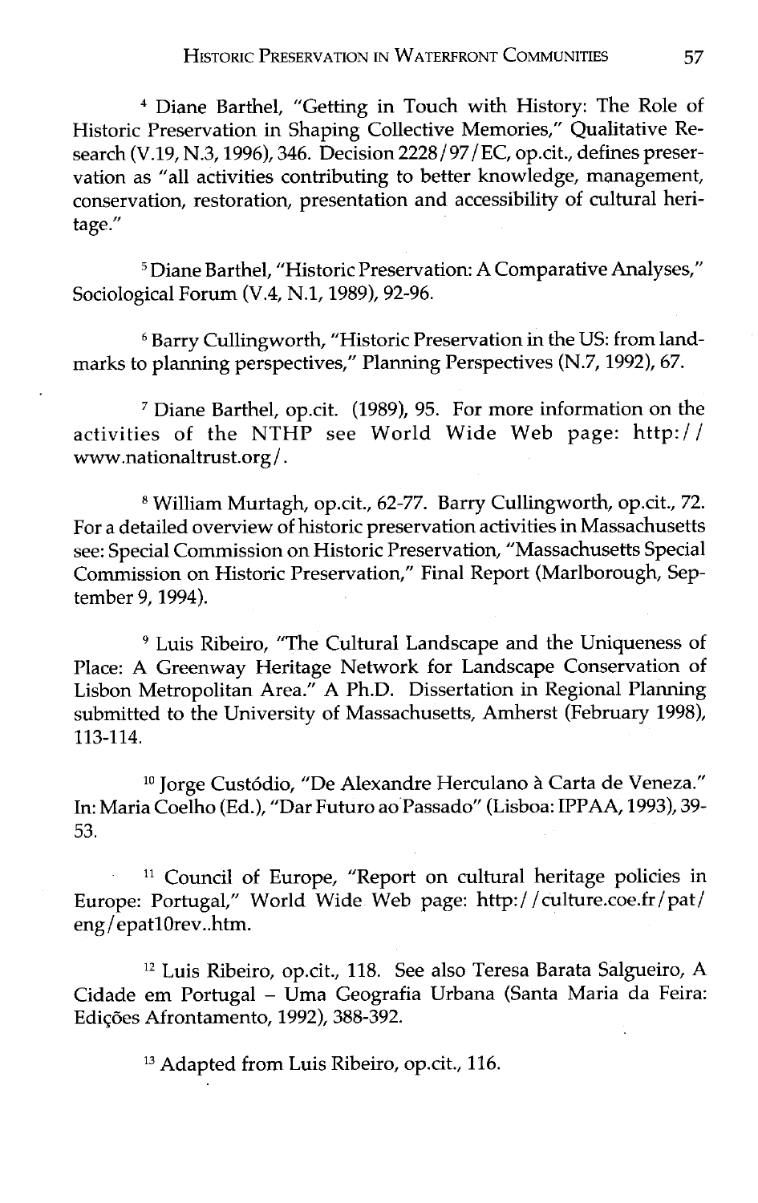[4] Diane Barthel, "Getting in Touch with History: The Role of Historic Preservation in Shaping Collective Memories," Qualitative Research (V.19, N.3, 1996), 346. Decision 2228/97/EC, op.cit., defines preservation as "all activities contributing to better knowledge, management, conservation, restoration, presentation and accessibility of cultural heritage."

[5] Diane Barthel, "Historic Preservation: A Comparative Analyses," Sociological Forum (V.4, N.1, 1989), 92-96.

[6] Barry Cullingworth, "Historic Preservation in the US: from landmarks to planning perspectives," Planning Perspectives (N.7, 1992), 67.

[7] Diane Barthel, op.cit. (1989), 95. For more information on the activities of the NTHP see World Wide Web page: http://www.nationaltrust.org/.

[8] William Murtagh, op.cit., 62-77. Barry Cullingworth, op.cit., 72. For a detailed overview of historic preservation activities in Massachusetts see: Special Commission on Historic Preservation, "Massachusetts Special Commission on Historic Preservation," Final Report (Marlborough, September 9, 1994).

[9] Luis Ribeiro, "The Cultural Landscape and the Uniqueness of Place: A Greenway Heritage Network for Landscape Conservation of Lisbon Metropolitan Area." A Ph.D. Dissertation in Regional Planning submitted to the University of Massachusetts, Amherst (February 1998), 113-114.

[10] Jorge Custódio, "De Alexandre Herculano à Carta de Veneza." In: Maria Coelho (Ed.), "Dar Futuro ao Passado" (Lisboa: IPPAA, 1993), 39-53.

[11] Council of Europe, "Report on cultural heritage policies in Europe: Portugal," World Wide Web page: http://culture.coe.fr/pat/eng/epat10rev..htm.

[12] Luis Ribeiro, op.cit., 118. See also Teresa Barata Salgueiro, A Cidade em Portugal – Uma Geografia Urbana (Santa Maria da Feira: Edições Afrontamento, 1992), 388-392.

[13] Adapted from Luis Ribeiro, op.cit., 116.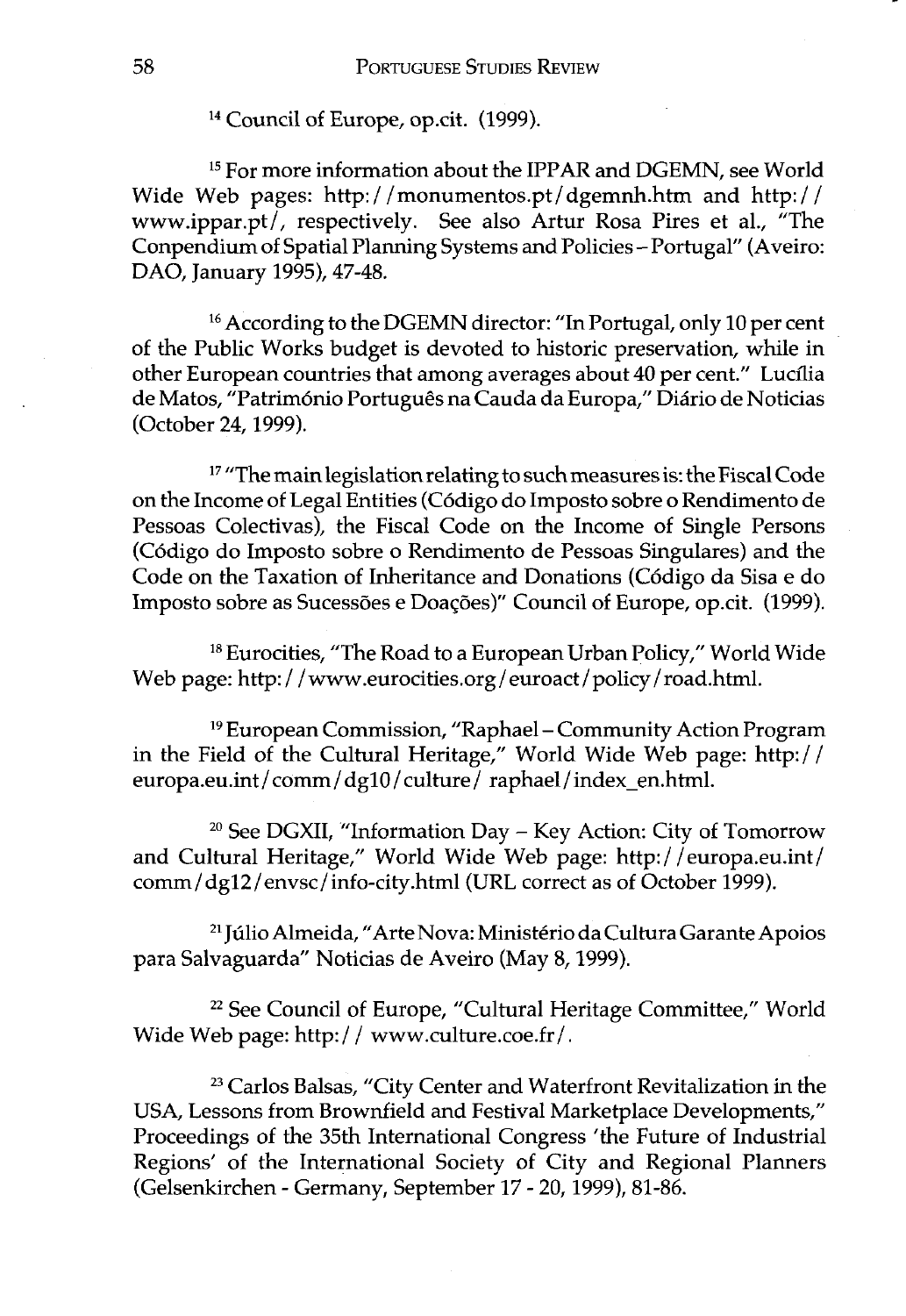[14] Council of Europe, op.cit. (1999).

[15] For more information about the IPPAR and DGEMN, see World Wide Web pages: http://monumentos.pt/dgemnh.htm and http://www.ippar.pt/, respectively. See also Artur Rosa Pires et al., "The Conpendium of Spatial Planning Systems and Policies – Portugal" (Aveiro: DAO, January 1995), 47-48.

[16] According to the DGEMN director: "In Portugal, only 10 per cent of the Public Works budget is devoted to historic preservation, while in other European countries that among averages about 40 per cent." Lucília de Matos, "Património Português na Cauda da Europa," Diário de Noticias (October 24, 1999).

[17] "The main legislation relating to such measures is: the Fiscal Code on the Income of Legal Entities (Código do Imposto sobre o Rendimento de Pessoas Colectivas), the Fiscal Code on the Income of Single Persons (Código do Imposto sobre o Rendimento de Pessoas Singulares) and the Code on the Taxation of Inheritance and Donations (Código da Sisa e do Imposto sobre as Sucessões e Doações)" Council of Europe, op.cit. (1999).

[18] Eurocities, "The Road to a European Urban Policy," World Wide Web page: http://www.eurocities.org/euroact/policy/road.html.

[19] European Commission, "Raphael – Community Action Program in the Field of the Cultural Heritage," World Wide Web page: http://europa.eu.int/comm/dg10/culture/raphael/index_en.html.

[20] See DGXII, "Information Day – Key Action: City of Tomorrow and Cultural Heritage," World Wide Web page: http://europa.eu.int/comm/dg12/envsc/info-city.html (URL correct as of October 1999).

[21] Júlio Almeida, "Arte Nova: Ministério da Cultura Garante Apoios para Salvaguarda" Noticias de Aveiro (May 8, 1999).

[22] See Council of Europe, "Cultural Heritage Committee," World Wide Web page: http://www.culture.coe.fr/.

[23] Carlos Balsas, "City Center and Waterfront Revitalization in the USA, Lessons from Brownfield and Festival Marketplace Developments," Proceedings of the 35th International Congress 'the Future of Industrial Regions' of the International Society of City and Regional Planners (Gelsenkirchen - Germany, September 17 - 20, 1999), 81-86.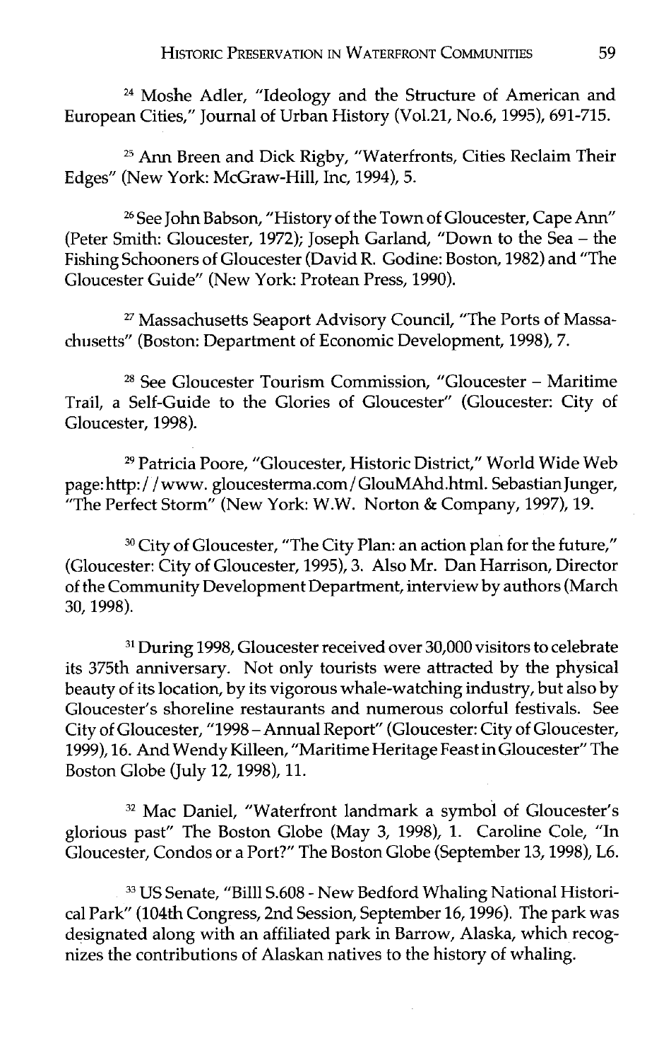[24] Moshe Adler, "Ideology and the Structure of American and European Cities," Journal of Urban History (Vol.21, No.6, 1995), 691-715.

[25] Ann Breen and Dick Rigby, "Waterfronts, Cities Reclaim Their Edges" (New York: McGraw-Hill, Inc, 1994), 5.

[26] See John Babson, "History of the Town of Gloucester, Cape Ann" (Peter Smith: Gloucester, 1972); Joseph Garland, "Down to the Sea – the Fishing Schooners of Gloucester (David R. Godine: Boston, 1982) and "The Gloucester Guide" (New York: Protean Press, 1990).

[27] Massachusetts Seaport Advisory Council, "The Ports of Massachusetts" (Boston: Department of Economic Development, 1998), 7.

[28] See Gloucester Tourism Commission, "Gloucester – Maritime Trail, a Self-Guide to the Glories of Gloucester" (Gloucester: City of Gloucester, 1998).

[29] Patricia Poore, "Gloucester, Historic District," World Wide Web page: http://www.gloucesterma.com/GlouMAhd.html. Sebastian Junger, "The Perfect Storm" (New York: W.W. Norton & Company, 1997), 19.

[30] City of Gloucester, "The City Plan: an action plan for the future," (Gloucester: City of Gloucester, 1995), 3. Also Mr. Dan Harrison, Director of the Community Development Department, interview by authors (March 30, 1998).

[31] During 1998, Gloucester received over 30,000 visitors to celebrate its 375th anniversary. Not only tourists were attracted by the physical beauty of its location, by its vigorous whale-watching industry, but also by Gloucester's shoreline restaurants and numerous colorful festivals. See City of Gloucester, "1998 – Annual Report" (Gloucester: City of Gloucester, 1999), 16. And Wendy Killeen, "Maritime Heritage Feast in Gloucester" The Boston Globe (July 12, 1998), 11.

[32] Mac Daniel, "Waterfront landmark a symbol of Gloucester's glorious past" The Boston Globe (May 3, 1998), 1. Caroline Cole, "In Gloucester, Condos or a Port?" The Boston Globe (September 13, 1998), L6.

[33] US Senate, "Billl S.608 - New Bedford Whaling National Historical Park" (104th Congress, 2nd Session, September 16, 1996). The park was designated along with an affiliated park in Barrow, Alaska, which recognizes the contributions of Alaskan natives to the history of whaling.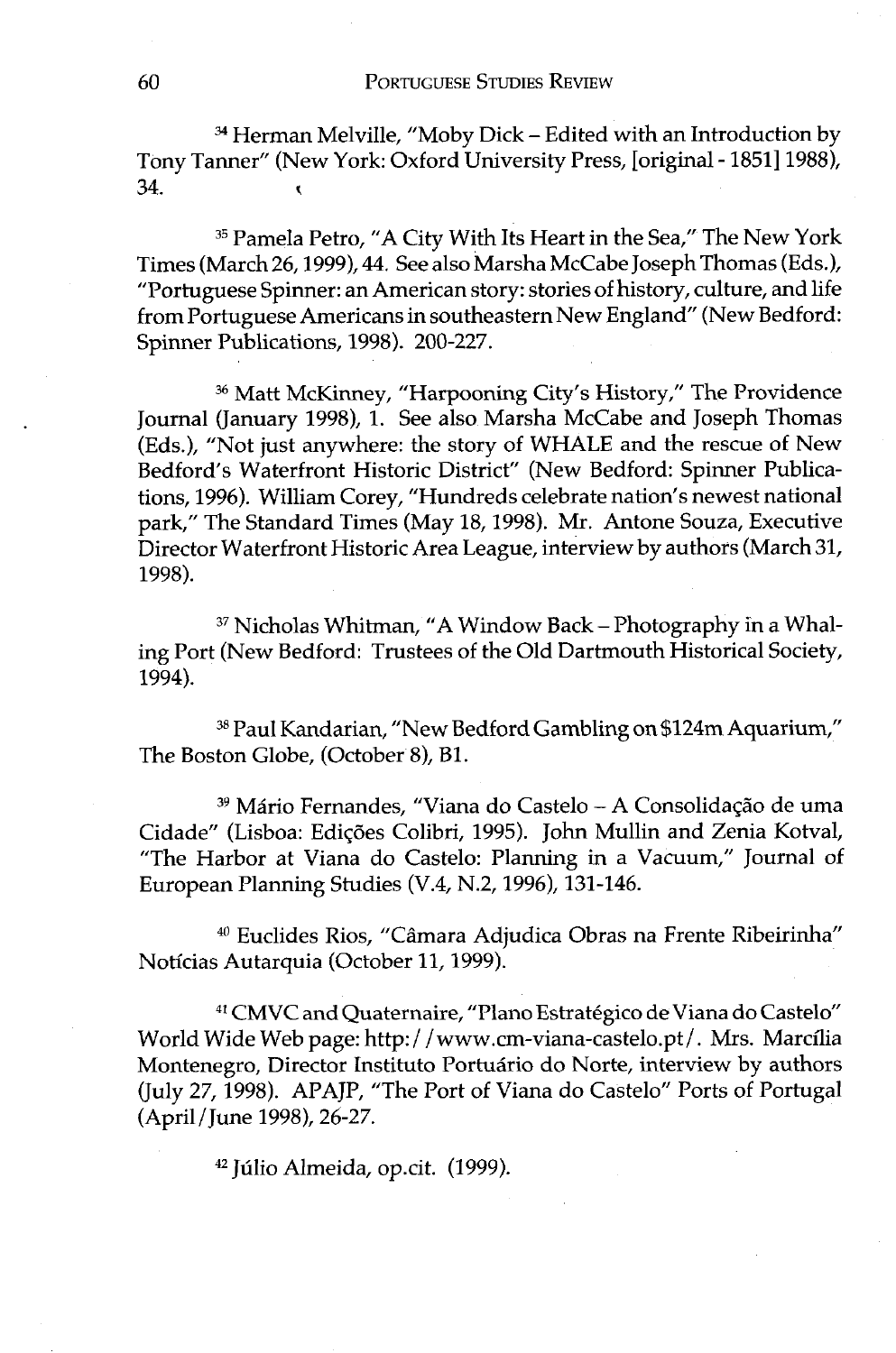[34] Herman Melville, "Moby Dick – Edited with an Introduction by Tony Tanner" (New York: Oxford University Press, [original - 1851] 1988), 34.

[35] Pamela Petro, "A City With Its Heart in the Sea," The New York Times (March 26, 1999), 44. See also Marsha McCabe Joseph Thomas (Eds.), "Portuguese Spinner: an American story: stories of history, culture, and life from Portuguese Americans in southeastern New England" (New Bedford: Spinner Publications, 1998). 200-227.

[36] Matt McKinney, "Harpooning City's History," The Providence Journal (January 1998), 1. See also Marsha McCabe and Joseph Thomas (Eds.), "Not just anywhere: the story of WHALE and the rescue of New Bedford's Waterfront Historic District" (New Bedford: Spinner Publications, 1996). William Corey, "Hundreds celebrate nation's newest national park," The Standard Times (May 18, 1998). Mr. Antone Souza, Executive Director Waterfront Historic Area League, interview by authors (March 31, 1998).

[37] Nicholas Whitman, "A Window Back – Photography in a Whaling Port (New Bedford: Trustees of the Old Dartmouth Historical Society, 1994).

[38] Paul Kandarian, "New Bedford Gambling on $124m Aquarium," The Boston Globe, (October 8), B1.

[39] Mário Fernandes, "Viana do Castelo – A Consolidação de uma Cidade" (Lisboa: Edições Colibri, 1995). John Mullin and Zenia Kotval, "The Harbor at Viana do Castelo: Planning in a Vacuum," Journal of European Planning Studies (V.4, N.2, 1996), 131-146.

[40] Euclides Rios, "Câmara Adjudica Obras na Frente Ribeirinha" Notícias Autarquia (October 11, 1999).

[41] CMVC and Quaternaire, "Plano Estratégico de Viana do Castelo" World Wide Web page: http://www.cm-viana-castelo.pt/. Mrs. Marcília Montenegro, Director Instituto Portuário do Norte, interview by authors (July 27, 1998). APAJP, "The Port of Viana do Castelo" Ports of Portugal (April/June 1998), 26-27.

[42] Júlio Almeida, op.cit. (1999).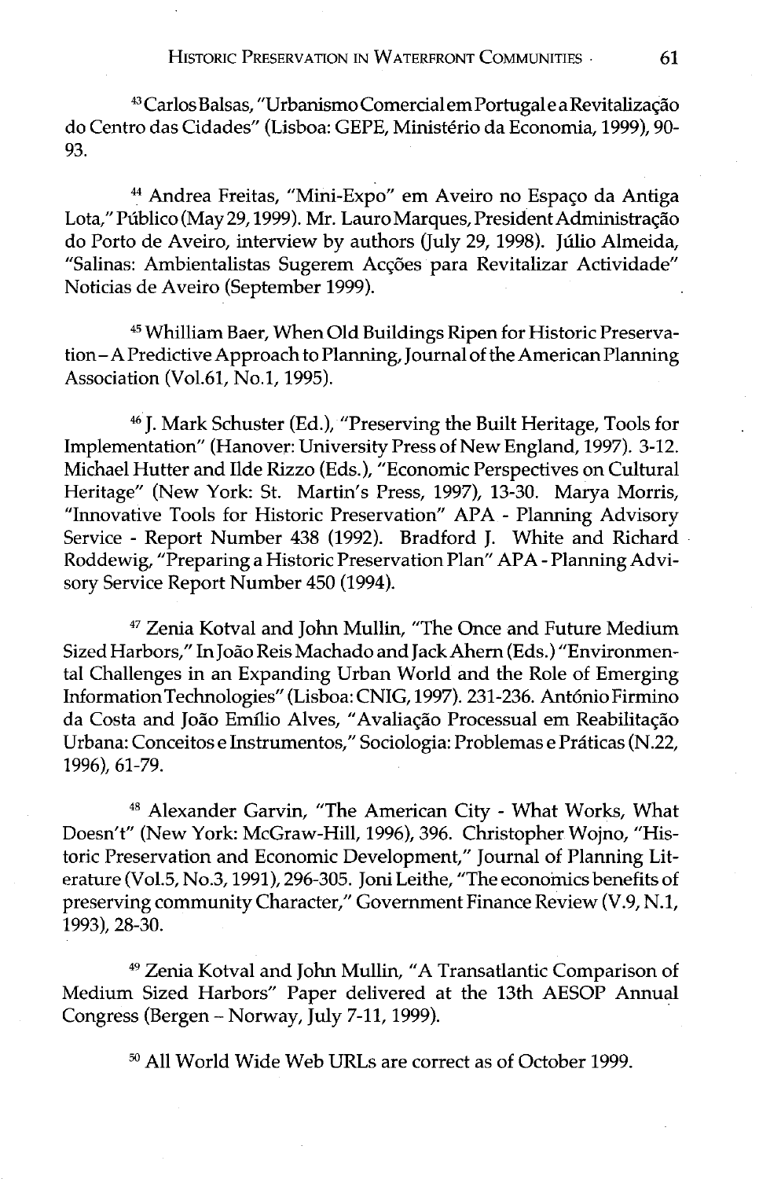[43] Carlos Balsas, "Urbanismo Comercial em Portugal e a Revitalização do Centro das Cidades" (Lisboa: GEPE, Ministério da Economia, 1999), 90-93.

[44] Andrea Freitas, "Mini-Expo" em Aveiro no Espaço da Antiga Lota," Público (May 29, 1999). Mr. Lauro Marques, President Administração do Porto de Aveiro, interview by authors (July 29, 1998). Júlio Almeida, "Salinas: Ambientalistas Sugerem Acções para Revitalizar Actividade" Noticias de Aveiro (September 1999).

[45] Whilliam Baer, When Old Buildings Ripen for Historic Preservation – A Predictive Approach to Planning, Journal of the American Planning Association (Vol.61, No.1, 1995).

[46] J. Mark Schuster (Ed.), "Preserving the Built Heritage, Tools for Implementation" (Hanover: University Press of New England, 1997). 3-12. Michael Hutter and Ilde Rizzo (Eds.), "Economic Perspectives on Cultural Heritage" (New York: St. Martin's Press, 1997), 13-30. Marya Morris, "Innovative Tools for Historic Preservation" APA - Planning Advisory Service - Report Number 438 (1992). Bradford J. White and Richard Roddewig, "Preparing a Historic Preservation Plan" APA - Planning Advisory Service Report Number 450 (1994).

[47] Zenia Kotval and John Mullin, "The Once and Future Medium Sized Harbors," In João Reis Machado and Jack Ahern (Eds.) "Environmental Challenges in an Expanding Urban World and the Role of Emerging Information Technologies" (Lisboa: CNIG, 1997). 231-236. António Firmino da Costa and João Emílio Alves, "Avaliação Processual em Reabilitação Urbana: Conceitos e Instrumentos," Sociologia: Problemas e Práticas (N.22, 1996), 61-79.

[48] Alexander Garvin, "The American City - What Works, What Doesn't" (New York: McGraw-Hill, 1996), 396. Christopher Wojno, "Historic Preservation and Economic Development," Journal of Planning Literature (Vol.5, No.3, 1991), 296-305. Joni Leithe, "The economics benefits of preserving community Character," Government Finance Review (V.9, N.1, 1993), 28-30.

[49] Zenia Kotval and John Mullin, "A Transatlantic Comparison of Medium Sized Harbors" Paper delivered at the 13th AESOP Annual Congress (Bergen – Norway, July 7-11, 1999).

[50] All World Wide Web URLs are correct as of October 1999.